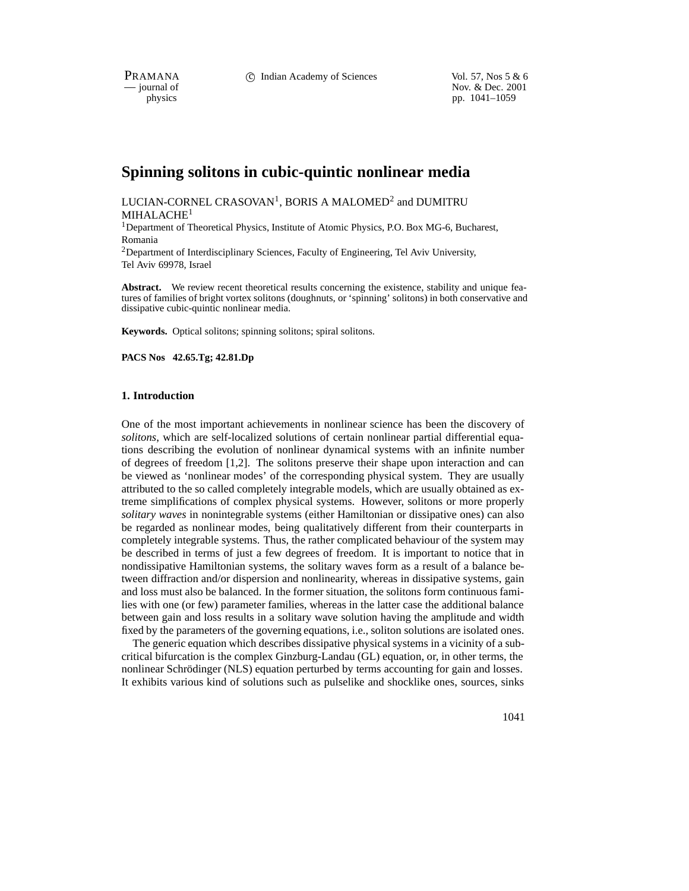# Spinning solitons in cubic-quintic nonlinear media

LUCIAN-CORNEL CRASOVAN[1], BORIS A MALOMED[2] and DUMITRU MIHALACHE[1]

[1]Department of Theoretical Physics, Institute of Atomic Physics, P.O. Box MG-6, Bucharest, Romania

[2]Department of Interdisciplinary Sciences, Faculty of Engineering, Tel Aviv University, Tel Aviv 69978, Israel

**Abstract.** We review recent theoretical results concerning the existence, stability and unique features of families of bright vortex solitons (doughnuts, or 'spinning' solitons) in both conservative and dissipative cubic-quintic nonlinear media.

**Keywords.** Optical solitons; spinning solitons; spiral solitons.

**PACS Nos 42.65.Tg; 42.81.Dp**

## 1. Introduction

One of the most important achievements in nonlinear science has been the discovery of *solitons*, which are self-localized solutions of certain nonlinear partial differential equations describing the evolution of nonlinear dynamical systems with an infinite number of degrees of freedom [1,2]. The solitons preserve their shape upon interaction and can be viewed as 'nonlinear modes' of the corresponding physical system. They are usually attributed to the so called completely integrable models, which are usually obtained as extreme simplifications of complex physical systems. However, solitons or more properly *solitary waves* in nonintegrable systems (either Hamiltonian or dissipative ones) can also be regarded as nonlinear modes, being qualitatively different from their counterparts in completely integrable systems. Thus, the rather complicated behaviour of the system may be described in terms of just a few degrees of freedom. It is important to notice that in nondissipative Hamiltonian systems, the solitary waves form as a result of a balance between diffraction and/or dispersion and nonlinearity, whereas in dissipative systems, gain and loss must also be balanced. In the former situation, the solitons form continuous families with one (or few) parameter families, whereas in the latter case the additional balance between gain and loss results in a solitary wave solution having the amplitude and width fixed by the parameters of the governing equations, i.e., soliton solutions are isolated ones.

The generic equation which describes dissipative physical systems in a vicinity of a subcritical bifurcation is the complex Ginzburg-Landau (GL) equation, or, in other terms, the nonlinear Schrödinger (NLS) equation perturbed by terms accounting for gain and losses. It exhibits various kind of solutions such as pulselike and shocklike ones, sources, sinks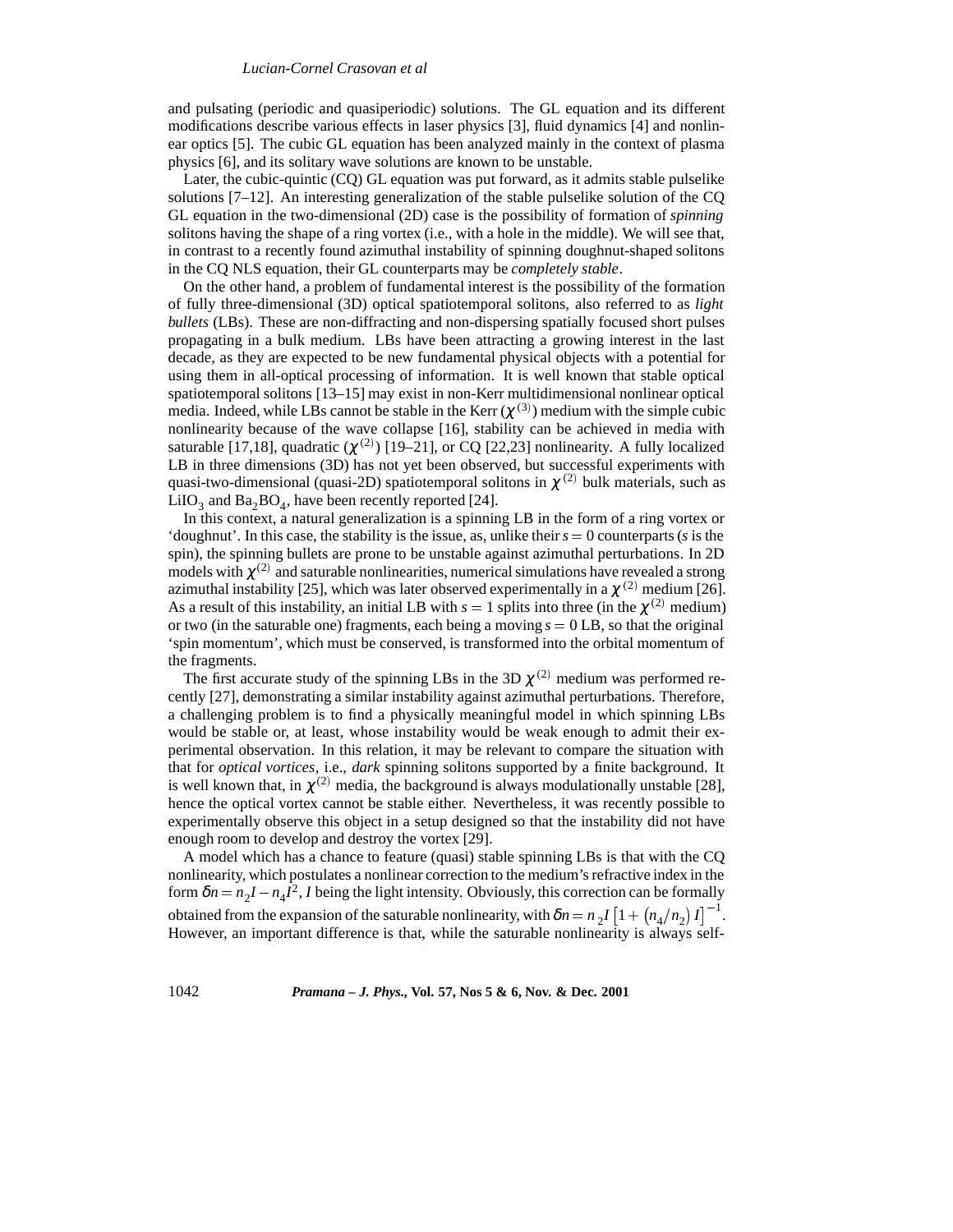and pulsating (periodic and quasiperiodic) solutions. The GL equation and its different modifications describe various effects in laser physics [3], fluid dynamics [4] and nonlinear optics [5]. The cubic GL equation has been analyzed mainly in the context of plasma physics [6], and its solitary wave solutions are known to be unstable.

Later, the cubic-quintic (CQ) GL equation was put forward, as it admits stable pulselike solutions [7–12]. An interesting generalization of the stable pulselike solution of the CQ GL equation in the two-dimensional (2D) case is the possibility of formation of *spinning* solitons having the shape of a ring vortex (i.e., with a hole in the middle). We will see that, in contrast to a recently found azimuthal instability of spinning doughnut-shaped solitons in the CQ NLS equation, their GL counterparts may be *completely stable*.

On the other hand, a problem of fundamental interest is the possibility of the formation of fully three-dimensional (3D) optical spatiotemporal solitons, also referred to as *light bullets* (LBs). These are non-diffracting and non-dispersing spatially focused short pulses propagating in a bulk medium. LBs have been attracting a growing interest in the last decade, as they are expected to be new fundamental physical objects with a potential for using them in all-optical processing of information. It is well known that stable optical spatiotemporal solitons [13–15] may exist in non-Kerr multidimensional nonlinear optical media. Indeed, while LBs cannot be stable in the Kerr ($\chi^{(3)}$) medium with the simple cubic nonlinearity because of the wave collapse [16], stability can be achieved in media with saturable [17,18], quadratic ($\chi^{(2)}$) [19–21], or CQ [22,23] nonlinearity. A fully localized LB in three dimensions (3D) has not yet been observed, but successful experiments with quasi-two-dimensional (quasi-2D) spatiotemporal solitons in $\chi^{(2)}$ bulk materials, such as $LiIO_3$ and $Ba_2BO_4$, have been recently reported [24].

In this context, a natural generalization is a spinning LB in the form of a ring vortex or 'doughnut'. In this case, the stability is the issue, as, unlike their $s = 0$ counterparts ($s$ is the spin), the spinning bullets are prone to be unstable against azimuthal perturbations. In 2D models with $\chi^{(2)}$ and saturable nonlinearities, numerical simulations have revealed a strong azimuthal instability [25], which was later observed experimentally in a $\chi^{(2)}$ medium [26]. As a result of this instability, an initial LB with $s = 1$ splits into three (in the $\chi^{(2)}$ medium) or two (in the saturable one) fragments, each being a moving $s = 0$ LB, so that the original 'spin momentum', which must be conserved, is transformed into the orbital momentum of the fragments.

The first accurate study of the spinning LBs in the 3D $\chi^{(2)}$ medium was performed recently [27], demonstrating a similar instability against azimuthal perturbations. Therefore, a challenging problem is to find a physically meaningful model in which spinning LBs would be stable or, at least, whose instability would be weak enough to admit their experimental observation. In this relation, it may be relevant to compare the situation with that for *optical vortices*, i.e., *dark* spinning solitons supported by a finite background. It is well known that, in $\chi^{(2)}$ media, the background is always modulationally unstable [28], hence the optical vortex cannot be stable either. Nevertheless, it was recently possible to experimentally observe this object in a setup designed so that the instability did not have enough room to develop and destroy the vortex [29].

A model which has a chance to feature (quasi) stable spinning LBs is that with the CQ nonlinearity, which postulates a nonlinear correction to the medium's refractive index in the form $\delta n = n_2 I - n_4 I^2$, $I$ being the light intensity. Obviously, this correction can be formally obtained from the expansion of the saturable nonlinearity, with $\delta n = n_2 I \left[1 + \left(n_4/n_2\right) I\right]^{-1}$. However, an important difference is that, while the saturable nonlinearity is always self-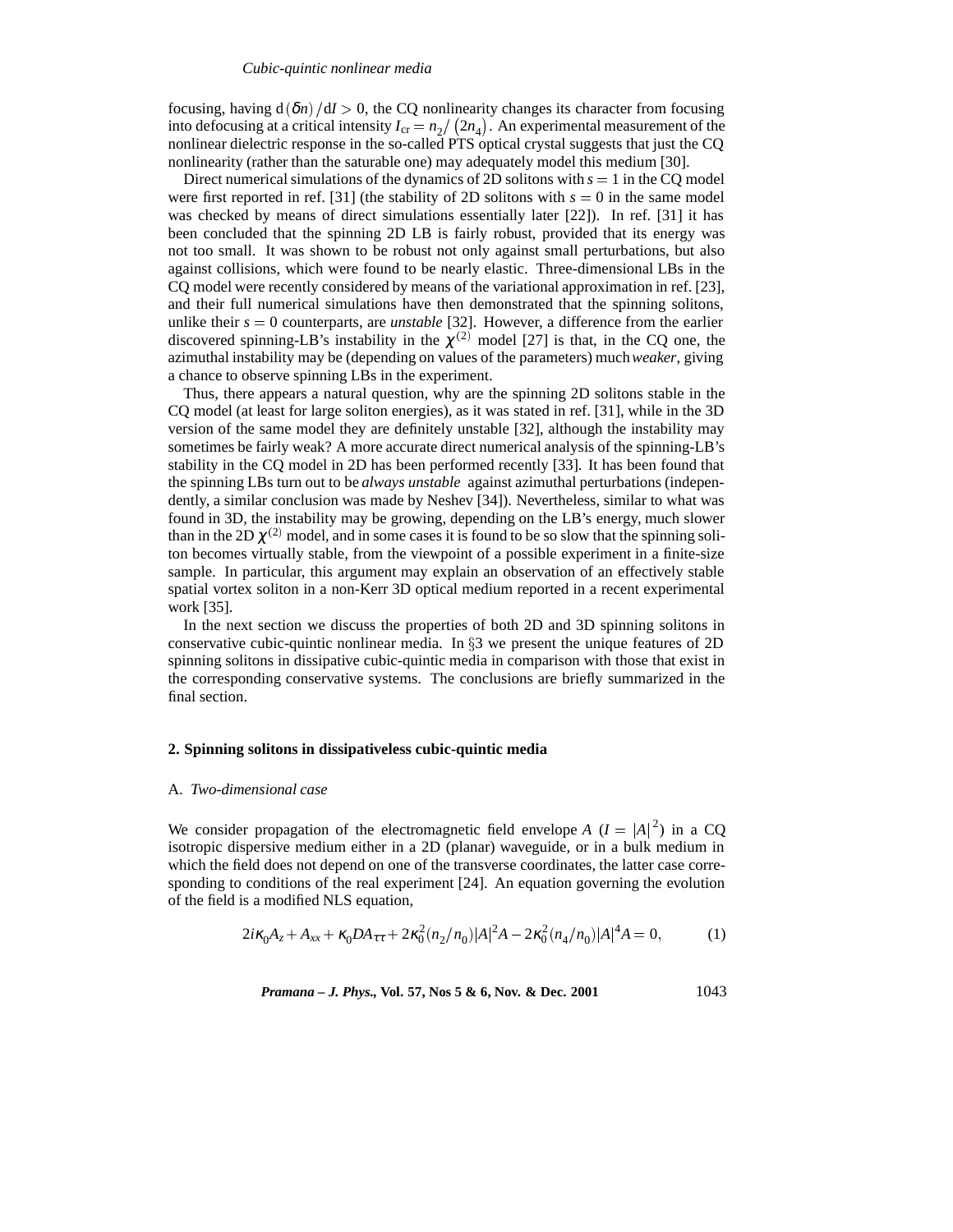focusing, having $\mathrm{d}(\delta n)/\mathrm{d}I > 0$, the CQ nonlinearity changes its character from focusing into defocusing at a critical intensity $I_{\mathrm{cr}} = n_2/(2n_4)$. An experimental measurement of the nonlinear dielectric response in the so-called PTS optical crystal suggests that just the CQ nonlinearity (rather than the saturable one) may adequately model this medium [30].

Direct numerical simulations of the dynamics of 2D solitons with $s = 1$ in the CQ model were first reported in ref. [31] (the stability of 2D solitons with $s = 0$ in the same model was checked by means of direct simulations essentially later [22]). In ref. [31] it has been concluded that the spinning 2D LB is fairly robust, provided that its energy was not too small. It was shown to be robust not only against small perturbations, but also against collisions, which were found to be nearly elastic. Three-dimensional LBs in the CQ model were recently considered by means of the variational approximation in ref. [23], and their full numerical simulations have then demonstrated that the spinning solitons, unlike their $s = 0$ counterparts, are *unstable* [32]. However, a difference from the earlier discovered spinning-LB's instability in the $\chi^{(2)}$ model [27] is that, in the CQ one, the azimuthal instability may be (depending on values of the parameters) much *weaker*, giving a chance to observe spinning LBs in the experiment.

Thus, there appears a natural question, why are the spinning 2D solitons stable in the CQ model (at least for large soliton energies), as it was stated in ref. [31], while in the 3D version of the same model they are definitely unstable [32], although the instability may sometimes be fairly weak? A more accurate direct numerical analysis of the spinning-LB's stability in the CQ model in 2D has been performed recently [33]. It has been found that the spinning LBs turn out to be *always unstable* against azimuthal perturbations (independently, a similar conclusion was made by Neshev [34]). Nevertheless, similar to what was found in 3D, the instability may be growing, depending on the LB's energy, much slower than in the 2D $\chi^{(2)}$ model, and in some cases it is found to be so slow that the spinning soliton becomes virtually stable, from the viewpoint of a possible experiment in a finite-size sample. In particular, this argument may explain an observation of an effectively stable spatial vortex soliton in a non-Kerr 3D optical medium reported in a recent experimental work [35].

In the next section we discuss the properties of both 2D and 3D spinning solitons in conservative cubic-quintic nonlinear media. In §3 we present the unique features of 2D spinning solitons in dissipative cubic-quintic media in comparison with those that exist in the corresponding conservative systems. The conclusions are briefly summarized in the final section.

## 2. Spinning solitons in dissipativeless cubic-quintic media

### A. *Two-dimensional case*

We consider propagation of the electromagnetic field envelope $A$ ($I = |A|^2$) in a CQ isotropic dispersive medium either in a 2D (planar) waveguide, or in a bulk medium in which the field does not depend on one of the transverse coordinates, the latter case corresponding to conditions of the real experiment [24]. An equation governing the evolution of the field is a modified NLS equation,

$$2i\kappa_0 A_z + A_{xx} + \kappa_0 D A_{\tau\tau} + 2\kappa_0^2 (n_2/n_0)|A|^2 A - 2\kappa_0^2 (n_4/n_0)|A|^4 A = 0, \tag{1}$$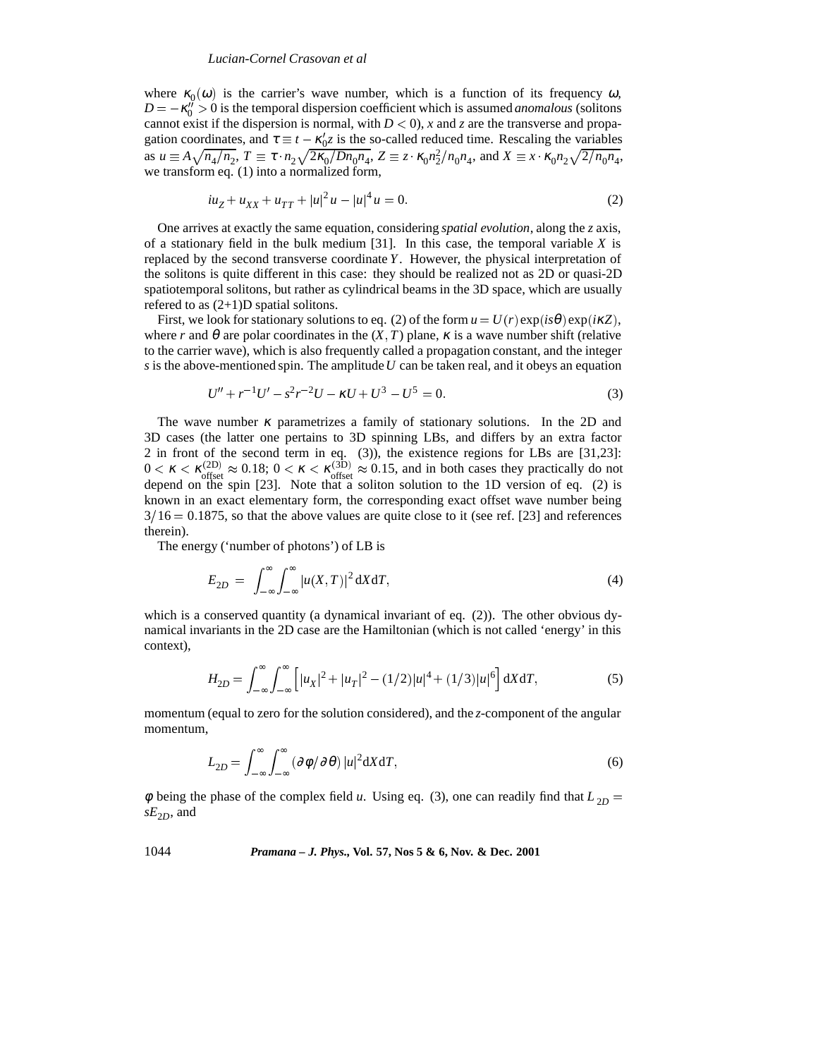where $\kappa_0(\omega)$ is the carrier's wave number, which is a function of its frequency $\omega$, $D = -\kappa_0'' > 0$ is the temporal dispersion coefficient which is assumed *anomalous* (solitons cannot exist if the dispersion is normal, with $D < 0$), $x$ and $z$ are the transverse and propagation coordinates, and $\tau \equiv t - \kappa_0' z$ is the so-called reduced time. Rescaling the variables as $u \equiv A\sqrt{n_4/n_2}$, $T \equiv \tau \cdot n_2\sqrt{2\kappa_0/Dn_0n_4}$, $Z \equiv z \cdot \kappa_0 n_2^2/n_0n_4$, and $X \equiv x \cdot \kappa_0 n_2\sqrt{2/n_0n_4}$, we transform eq. (1) into a normalized form,

$$iu_Z + u_{XX} + u_{TT} + |u|^2 u - |u|^4 u = 0. \tag{2}$$

One arrives at exactly the same equation, considering *spatial evolution*, along the $z$ axis, of a stationary field in the bulk medium [31]. In this case, the temporal variable $X$ is replaced by the second transverse coordinate $Y$. However, the physical interpretation of the solitons is quite different in this case: they should be realized not as 2D or quasi-2D spatiotemporal solitons, but rather as cylindrical beams in the 3D space, which are usually refered to as (2+1)D spatial solitons.

First, we look for stationary solutions to eq. (2) of the form $u = U(r)\exp(is\theta)\exp(i\kappa Z)$, where $r$ and $\theta$ are polar coordinates in the $(X,T)$ plane, $\kappa$ is a wave number shift (relative to the carrier wave), which is also frequently called a propagation constant, and the integer $s$ is the above-mentioned spin. The amplitude $U$ can be taken real, and it obeys an equation

$$U'' + r^{-1}U' - s^2r^{-2}U - \kappa U + U^3 - U^5 = 0. \tag{3}$$

The wave number $\kappa$ parametrizes a family of stationary solutions. In the 2D and 3D cases (the latter one pertains to 3D spinning LBs, and differs by an extra factor 2 in front of the second term in eq. (3)), the existence regions for LBs are [31,23]: $0 < \kappa < \kappa_{\text{offset}}^{(2D)} \approx 0.18$; $0 < \kappa < \kappa_{\text{offset}}^{(3D)} \approx 0.15$, and in both cases they practically do not depend on the spin [23]. Note that a soliton solution to the 1D version of eq. (2) is known in an exact elementary form, the corresponding exact offset wave number being $3/16 = 0.1875$, so that the above values are quite close to it (see ref. [23] and references therein).

The energy ('number of photons') of LB is

$$E_{2D} = \int_{-\infty}^{\infty}\int_{-\infty}^{\infty} |u(X,T)|^2 \,\mathrm{d}X\,\mathrm{d}T, \tag{4}$$

which is a conserved quantity (a dynamical invariant of eq. (2)). The other obvious dynamical invariants in the 2D case are the Hamiltonian (which is not called 'energy' in this context),

$$H_{2D} = \int_{-\infty}^{\infty}\int_{-\infty}^{\infty} \left[|u_X|^2 + |u_T|^2 - (1/2)|u|^4 + (1/3)|u|^6\right] \mathrm{d}X\,\mathrm{d}T, \tag{5}$$

momentum (equal to zero for the solution considered), and the $z$-component of the angular momentum,

$$L_{2D} = \int_{-\infty}^{\infty}\int_{-\infty}^{\infty} (\partial\phi/\partial\theta)\,|u|^2 \mathrm{d}X\,\mathrm{d}T, \tag{6}$$

$\phi$ being the phase of the complex field $u$. Using eq. (3), one can readily find that $L_{2D} = sE_{2D}$, and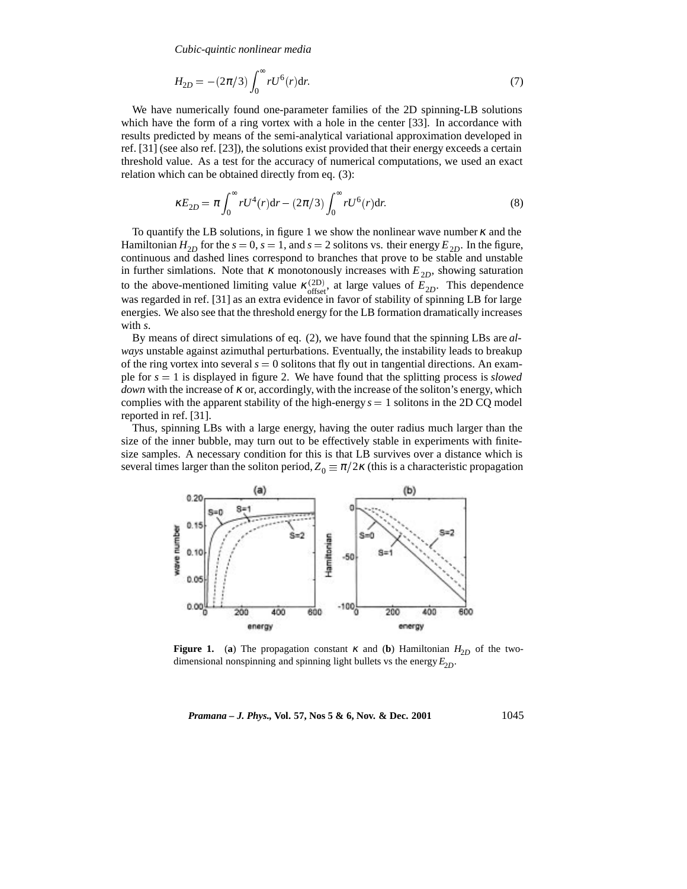$$H_{2D} = -(2\pi/3)\int_0^\infty rU^6(r)\mathrm{d}r. \tag{7}$$

We have numerically found one-parameter families of the 2D spinning-LB solutions which have the form of a ring vortex with a hole in the center [33]. In accordance with results predicted by means of the semi-analytical variational approximation developed in ref. [31] (see also ref. [23]), the solutions exist provided that their energy exceeds a certain threshold value. As a test for the accuracy of numerical computations, we used an exact relation which can be obtained directly from eq. (3):

$$\kappa E_{2D} = \pi\int_0^\infty rU^4(r)\mathrm{d}r - (2\pi/3)\int_0^\infty rU^6(r)\mathrm{d}r. \tag{8}$$

To quantify the LB solutions, in figure 1 we show the nonlinear wave number $\kappa$ and the Hamiltonian $H_{2D}$ for the $s=0$, $s=1$, and $s=2$ solitons vs. their energy $E_{2D}$. In the figure, continuous and dashed lines correspond to branches that prove to be stable and unstable in further simlations. Note that $\kappa$ monotonously increases with $E_{2D}$, showing saturation to the above-mentioned limiting value $\kappa_{\mathrm{offset}}^{(2D)}$, at large values of $E_{2D}$. This dependence was regarded in ref. [31] as an extra evidence in favor of stability of spinning LB for large energies. We also see that the threshold energy for the LB formation dramatically increases with $s$.

By means of direct simulations of eq. (2), we have found that the spinning LBs are *always* unstable against azimuthal perturbations. Eventually, the instability leads to breakup of the ring vortex into several $s=0$ solitons that fly out in tangential directions. An example for $s=1$ is displayed in figure 2. We have found that the splitting process is *slowed down* with the increase of $\kappa$ or, accordingly, with the increase of the soliton's energy, which complies with the apparent stability of the high-energy $s=1$ solitons in the 2D CQ model reported in ref. [31].

Thus, spinning LBs with a large energy, having the outer radius much larger than the size of the inner bubble, may turn out to be effectively stable in experiments with finite-size samples. A necessary condition for this is that LB survives over a distance which is several times larger than the soliton period, $Z_0 \equiv \pi/2\kappa$ (this is a characteristic propagation

**Figure 1.** (**a**) The propagation constant $\kappa$ and (**b**) Hamiltonian $H_{2D}$ of the two-dimensional nonspinning and spinning light bullets vs the energy $E_{2D}$.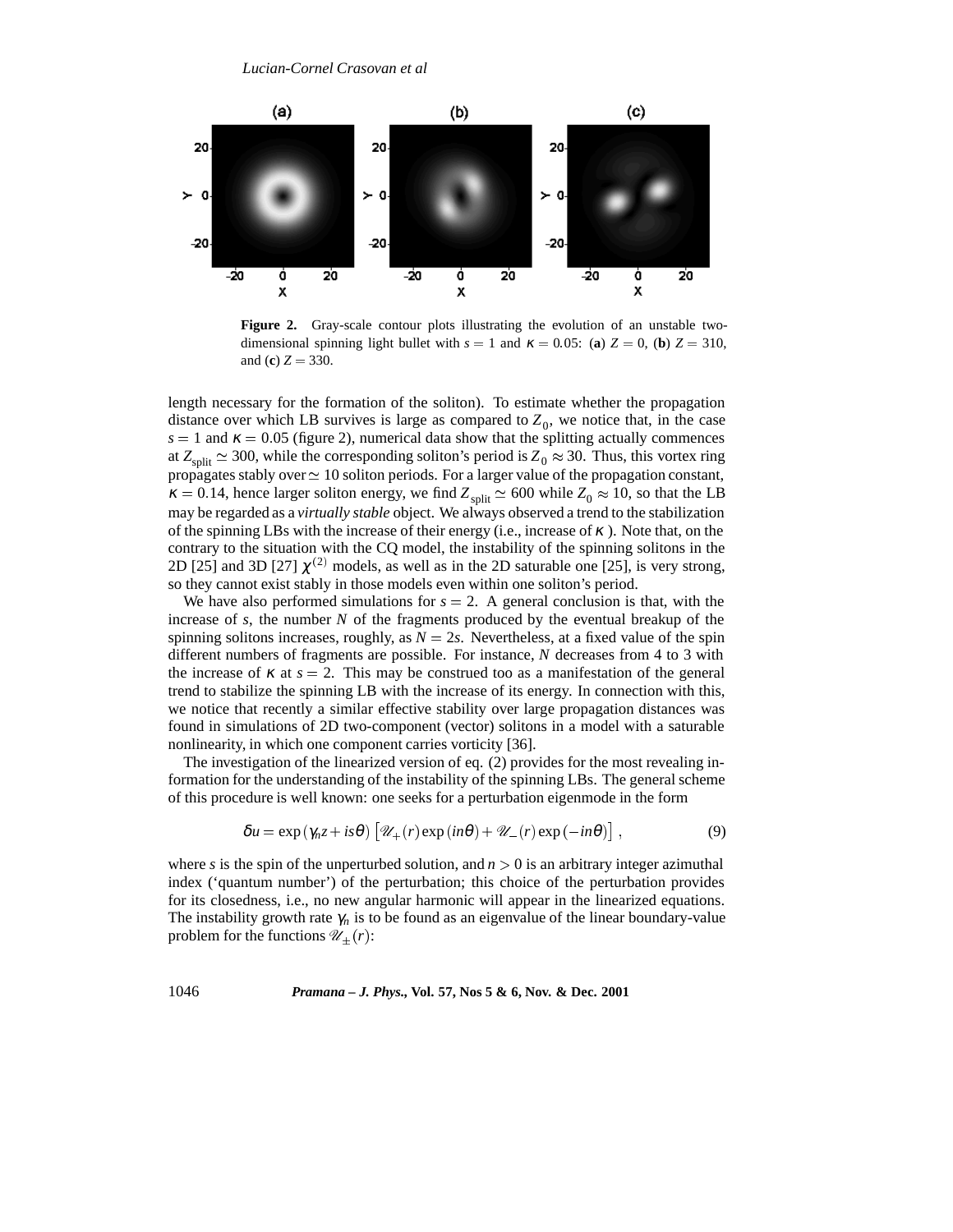**Figure 2.** Gray-scale contour plots illustrating the evolution of an unstable two-dimensional spinning light bullet with $s = 1$ and $\kappa = 0.05$: (**a**) $Z = 0$, (**b**) $Z = 310$, and (**c**) $Z = 330$.

length necessary for the formation of the soliton). To estimate whether the propagation distance over which LB survives is large as compared to $Z_0$, we notice that, in the case $s = 1$ and $\kappa = 0.05$ (figure 2), numerical data show that the splitting actually commences at $Z_{\text{split}} \simeq 300$, while the corresponding soliton's period is $Z_0 \approx 30$. Thus, this vortex ring propagates stably over $\simeq 10$ soliton periods. For a larger value of the propagation constant, $\kappa = 0.14$, hence larger soliton energy, we find $Z_{\text{split}} \simeq 600$ while $Z_0 \approx 10$, so that the LB may be regarded as a *virtually stable* object. We always observed a trend to the stabilization of the spinning LBs with the increase of their energy (i.e., increase of $\kappa$). Note that, on the contrary to the situation with the CQ model, the instability of the spinning solitons in the 2D [25] and 3D [27] $\chi^{(2)}$ models, as well as in the 2D saturable one [25], is very strong, so they cannot exist stably in those models even within one soliton's period.

We have also performed simulations for $s = 2$. A general conclusion is that, with the increase of $s$, the number $N$ of the fragments produced by the eventual breakup of the spinning solitons increases, roughly, as $N = 2s$. Nevertheless, at a fixed value of the spin different numbers of fragments are possible. For instance, $N$ decreases from 4 to 3 with the increase of $\kappa$ at $s = 2$. This may be construed too as a manifestation of the general trend to stabilize the spinning LB with the increase of its energy. In connection with this, we notice that recently a similar effective stability over large propagation distances was found in simulations of 2D two-component (vector) solitons in a model with a saturable nonlinearity, in which one component carries vorticity [36].

The investigation of the linearized version of eq. (2) provides for the most revealing information for the understanding of the instability of the spinning LBs. The general scheme of this procedure is well known: one seeks for a perturbation eigenmode in the form

$$\delta u = \exp\left(\gamma_n z + is\theta\right)\left[\mathscr{U}_+(r)\exp\left(in\theta\right) + \mathscr{U}_-(r)\exp\left(-in\theta\right)\right], \tag{9}$$

where $s$ is the spin of the unperturbed solution, and $n > 0$ is an arbitrary integer azimuthal index ('quantum number') of the perturbation; this choice of the perturbation provides for its closedness, i.e., no new angular harmonic will appear in the linearized equations. The instability growth rate $\gamma_n$ is to be found as an eigenvalue of the linear boundary-value problem for the functions $\mathscr{U}_\pm(r)$: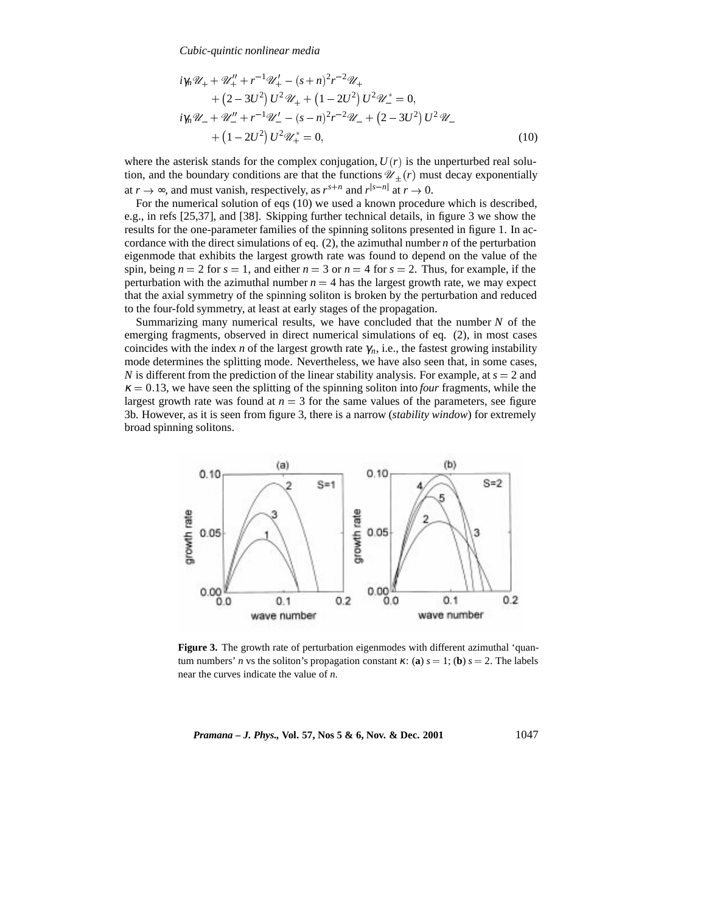$$
\begin{aligned}
& i\gamma_n \mathscr{U}_+ + \mathscr{U}_+'' + r^{-1}\mathscr{U}_+' - (s+n)^2 r^{-2}\mathscr{U}_+ \\
& \qquad + \left(2-3U^2\right)U^2\mathscr{U}_+ + \left(1-2U^2\right)U^2\mathscr{U}_-^* = 0, \\
& i\gamma_n \mathscr{U}_- + \mathscr{U}_-'' + r^{-1}\mathscr{U}_-' - (s-n)^2 r^{-2}\mathscr{U}_- + \left(2-3U^2\right)U^2\mathscr{U}_- \\
& \qquad + \left(1-2U^2\right)U^2\mathscr{U}_+^* = 0,
\end{aligned}
\tag{10}
$$

where the asterisk stands for the complex conjugation, $U(r)$ is the unperturbed real solution, and the boundary conditions are that the functions $\mathscr{U}_\pm(r)$ must decay exponentially at $r \to \infty$, and must vanish, respectively, as $r^{s+n}$ and $r^{|s-n|}$ at $r \to 0$.

For the numerical solution of eqs (10) we used a known procedure which is described, e.g., in refs [25,37], and [38]. Skipping further technical details, in figure 3 we show the results for the one-parameter families of the spinning solitons presented in figure 1. In accordance with the direct simulations of eq. (2), the azimuthal number $n$ of the perturbation eigenmode that exhibits the largest growth rate was found to depend on the value of the spin, being $n = 2$ for $s = 1$, and either $n = 3$ or $n = 4$ for $s = 2$. Thus, for example, if the perturbation with the azimuthal number $n = 4$ has the largest growth rate, we may expect that the axial symmetry of the spinning soliton is broken by the perturbation and reduced to the four-fold symmetry, at least at early stages of the propagation.

Summarizing many numerical results, we have concluded that the number $N$ of the emerging fragments, observed in direct numerical simulations of eq. (2), in most cases coincides with the index $n$ of the largest growth rate $\gamma_n$, i.e., the fastest growing instability mode determines the splitting mode. Nevertheless, we have also seen that, in some cases, $N$ is different from the prediction of the linear stability analysis. For example, at $s = 2$ and $\kappa = 0.13$, we have seen the splitting of the spinning soliton into *four* fragments, while the largest growth rate was found at $n = 3$ for the same values of the parameters, see figure 3b. However, as it is seen from figure 3, there is a narrow (*stability window*) for extremely broad spinning solitons.

**Figure 3.** The growth rate of perturbation eigenmodes with different azimuthal 'quantum numbers' $n$ vs the soliton's propagation constant $\kappa$: (**a**) $s = 1$; (**b**) $s = 2$. The labels near the curves indicate the value of $n$.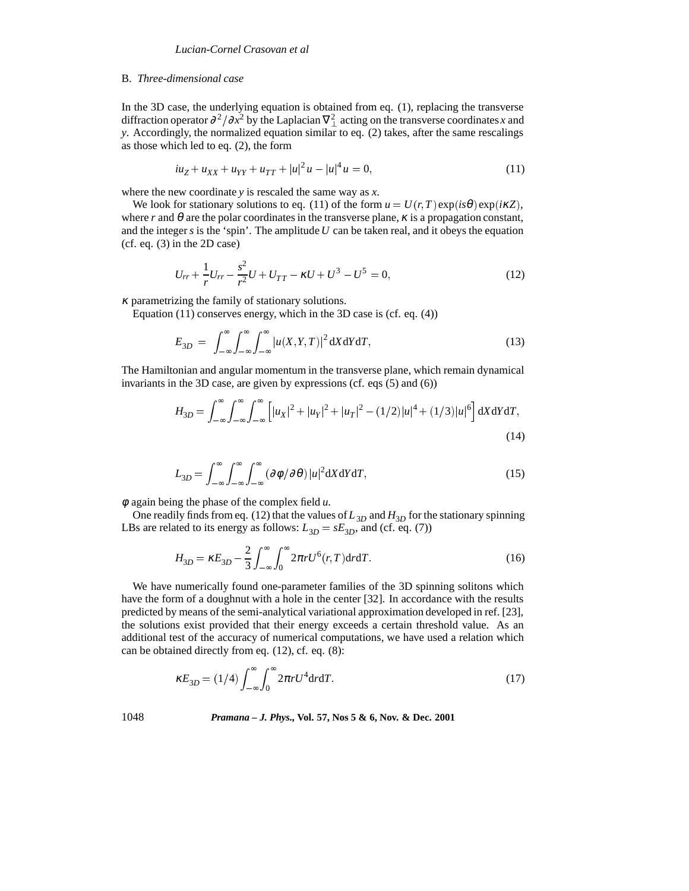### B. *Three-dimensional case*

In the 3D case, the underlying equation is obtained from eq. (1), replacing the transverse diffraction operator $\partial^2/\partial x^2$ by the Laplacian $\nabla_\perp^2$ acting on the transverse coordinates $x$ and $y$. Accordingly, the normalized equation similar to eq. (2) takes, after the same rescalings as those which led to eq. (2), the form

$$iu_Z + u_{XX} + u_{YY} + u_{TT} + |u|^2 u - |u|^4 u = 0, \tag{11}$$

where the new coordinate $y$ is rescaled the same way as $x$.

We look for stationary solutions to eq. (11) of the form $u = U(r,T)\exp(is\theta)\exp(i\kappa Z)$, where $r$ and $\theta$ are the polar coordinates in the transverse plane, $\kappa$ is a propagation constant, and the integer $s$ is the 'spin'. The amplitude $U$ can be taken real, and it obeys the equation (cf. eq. (3) in the 2D case)

$$U_{rr} + \frac{1}{r}U_{rr} - \frac{s^2}{r^2}U + U_{TT} - \kappa U + U^3 - U^5 = 0, \tag{12}$$

$\kappa$ parametrizing the family of stationary solutions.

Equation (11) conserves energy, which in the 3D case is (cf. eq. (4))

$$E_{3D} = \int_{-\infty}^{\infty}\int_{-\infty}^{\infty}\int_{-\infty}^{\infty} |u(X,Y,T)|^2 \, \mathrm{d}X\mathrm{d}Y\mathrm{d}T, \tag{13}$$

The Hamiltonian and angular momentum in the transverse plane, which remain dynamical invariants in the 3D case, are given by expressions (cf. eqs (5) and (6))

$$H_{3D} = \int_{-\infty}^{\infty}\int_{-\infty}^{\infty}\int_{-\infty}^{\infty} \left[|u_X|^2 + |u_Y|^2 + |u_T|^2 - (1/2)|u|^4 + (1/3)|u|^6\right] \mathrm{d}X\mathrm{d}Y\mathrm{d}T, \tag{14}$$

$$L_{3D} = \int_{-\infty}^{\infty}\int_{-\infty}^{\infty}\int_{-\infty}^{\infty} (\partial\phi/\partial\theta)\,|u|^2 \mathrm{d}X\mathrm{d}Y\mathrm{d}T, \tag{15}$$

$\phi$ again being the phase of the complex field $u$.

One readily finds from eq. (12) that the values of $L_{3D}$ and $H_{3D}$ for the stationary spinning LBs are related to its energy as follows: $L_{3D} = sE_{3D}$, and (cf. eq. (7))

$$H_{3D} = \kappa E_{3D} - \frac{2}{3}\int_{-\infty}^{\infty}\int_{0}^{\infty} 2\pi r U^6(r,T)\mathrm{d}r\mathrm{d}T. \tag{16}$$

We have numerically found one-parameter families of the 3D spinning solitons which have the form of a doughnut with a hole in the center [32]. In accordance with the results predicted by means of the semi-analytical variational approximation developed in ref. [23], the solutions exist provided that their energy exceeds a certain threshold value. As an additional test of the accuracy of numerical computations, we have used a relation which can be obtained directly from eq. (12), cf. eq. (8):

$$\kappa E_{3D} = (1/4)\int_{-\infty}^{\infty}\int_{0}^{\infty} 2\pi r U^4 \mathrm{d}r\mathrm{d}T. \tag{17}$$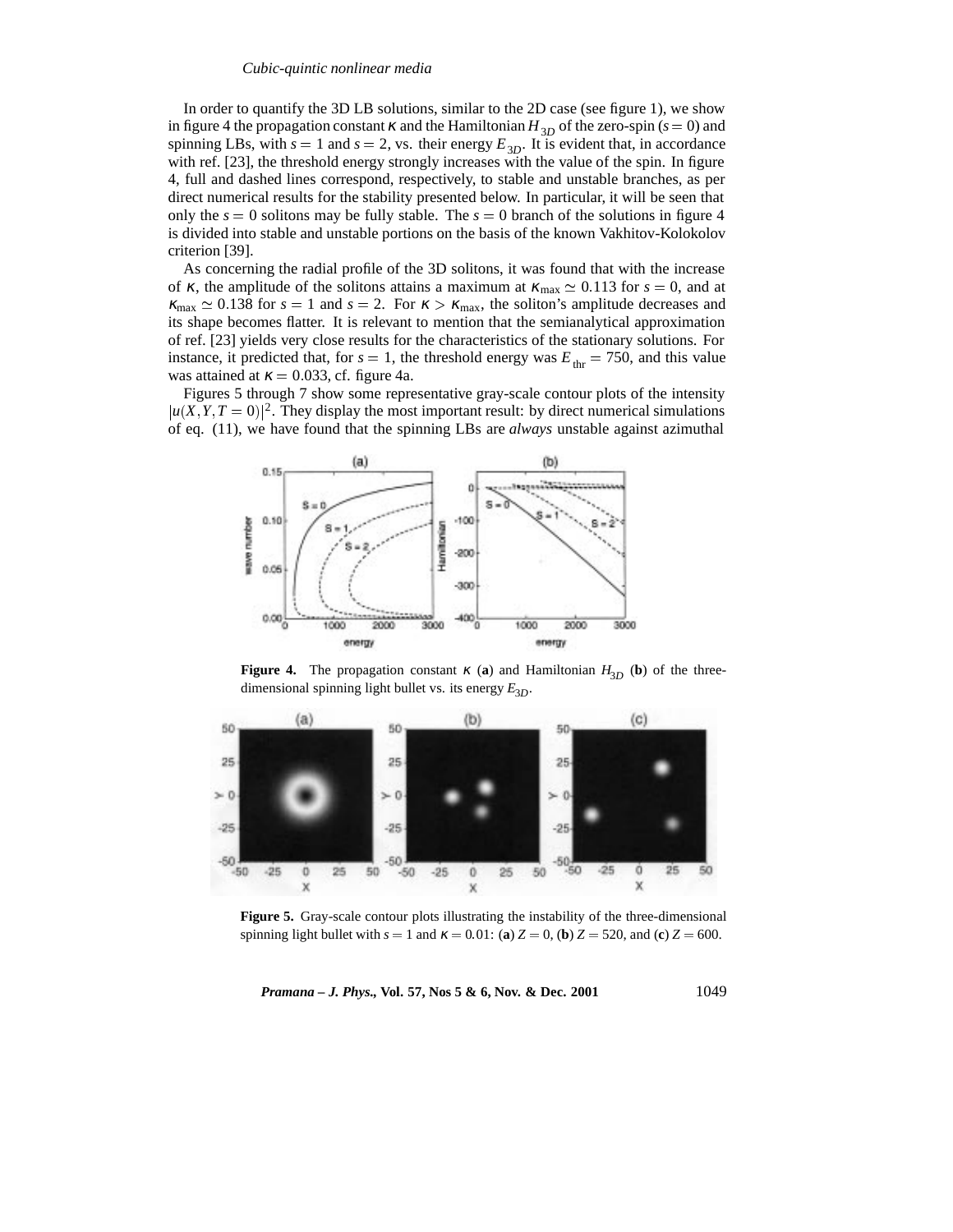In order to quantify the 3D LB solutions, similar to the 2D case (see figure 1), we show in figure 4 the propagation constant $\kappa$ and the Hamiltonian $H_{3D}$ of the zero-spin ($s = 0$) and spinning LBs, with $s = 1$ and $s = 2$, vs. their energy $E_{3D}$. It is evident that, in accordance with ref. [23], the threshold energy strongly increases with the value of the spin. In figure 4, full and dashed lines correspond, respectively, to stable and unstable branches, as per direct numerical results for the stability presented below. In particular, it will be seen that only the $s = 0$ solitons may be fully stable. The $s = 0$ branch of the solutions in figure 4 is divided into stable and unstable portions on the basis of the known Vakhitov-Kolokolov criterion [39].

As concerning the radial profile of the 3D solitons, it was found that with the increase of $\kappa$, the amplitude of the solitons attains a maximum at $\kappa_{\max} \simeq 0.113$ for $s = 0$, and at $\kappa_{\max} \simeq 0.138$ for $s = 1$ and $s = 2$. For $\kappa > \kappa_{\max}$, the soliton's amplitude decreases and its shape becomes flatter. It is relevant to mention that the semianalytical approximation of ref. [23] yields very close results for the characteristics of the stationary solutions. For instance, it predicted that, for $s = 1$, the threshold energy was $E_{\text{thr}} = 750$, and this value was attained at $\kappa = 0.033$, cf. figure 4a.

Figures 5 through 7 show some representative gray-scale contour plots of the intensity $|u(X,Y,T = 0)|^2$. They display the most important result: by direct numerical simulations of eq. (11), we have found that the spinning LBs are *always* unstable against azimuthal

**Figure 4.** The propagation constant $\kappa$ (**a**) and Hamiltonian $H_{3D}$ (**b**) of the three-dimensional spinning light bullet vs. its energy $E_{3D}$.

**Figure 5.** Gray-scale contour plots illustrating the instability of the three-dimensional spinning light bullet with $s = 1$ and $\kappa = 0.01$: (**a**) $Z = 0$, (**b**) $Z = 520$, and (**c**) $Z = 600$.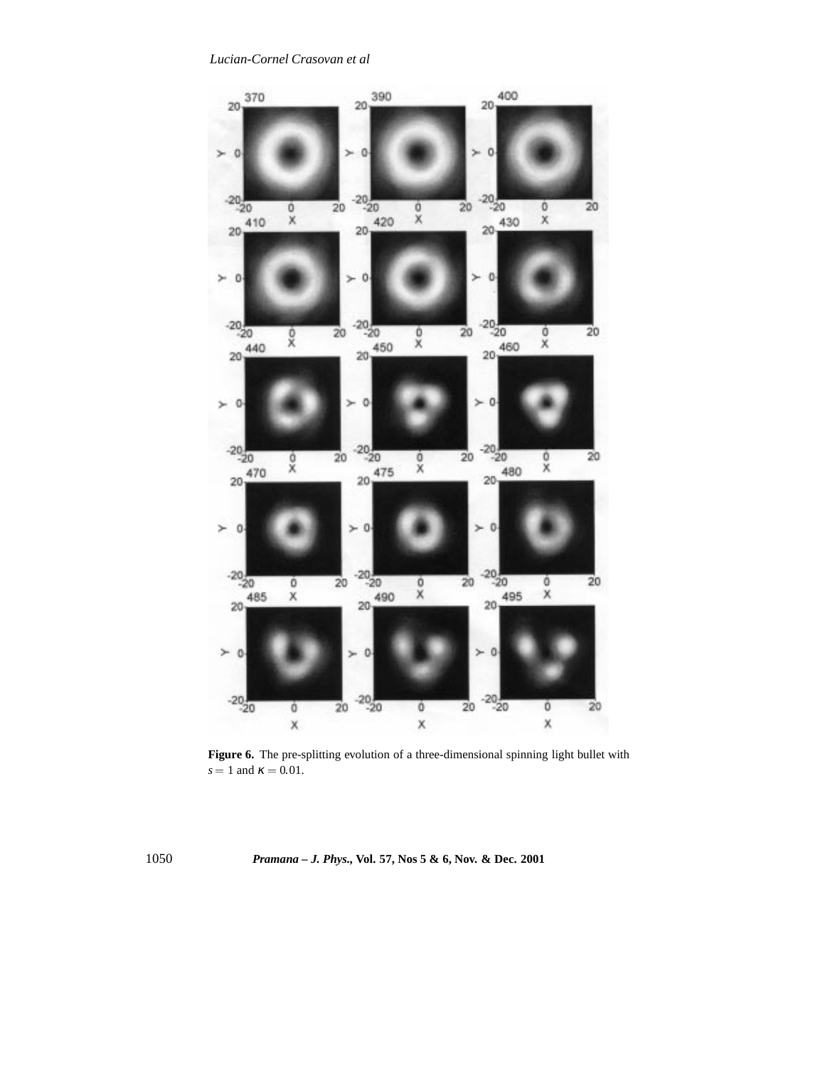**Figure 6.** The pre-splitting evolution of a three-dimensional spinning light bullet with $s = 1$ and $\kappa = 0.01$.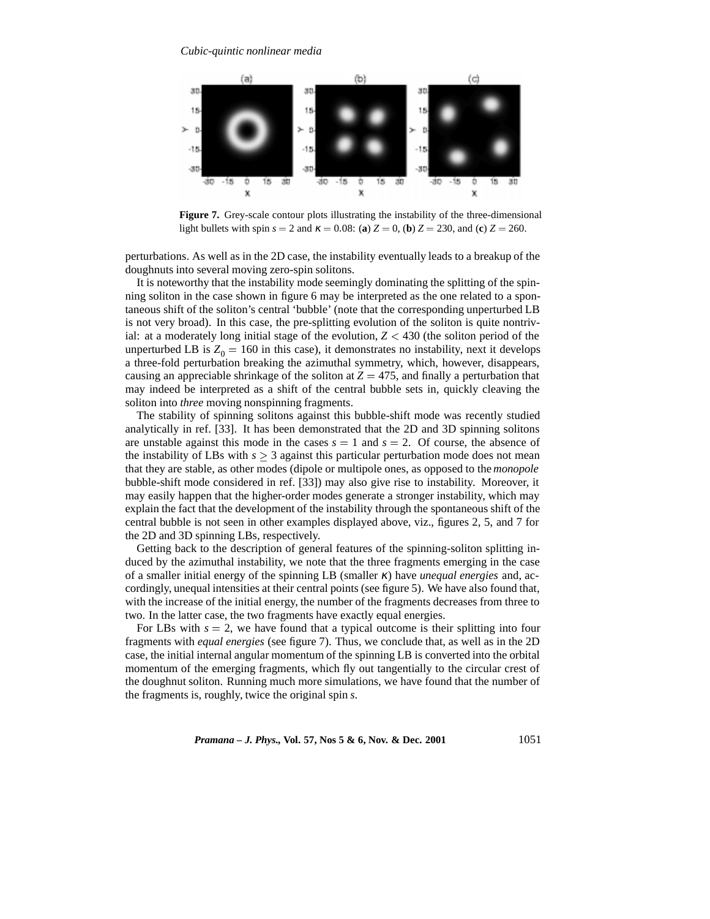**Figure 7.** Grey-scale contour plots illustrating the instability of the three-dimensional light bullets with spin $s = 2$ and $\kappa = 0.08$: (**a**) $Z = 0$, (**b**) $Z = 230$, and (**c**) $Z = 260$.

perturbations. As well as in the 2D case, the instability eventually leads to a breakup of the doughnuts into several moving zero-spin solitons.

It is noteworthy that the instability mode seemingly dominating the splitting of the spinning soliton in the case shown in figure 6 may be interpreted as the one related to a spontaneous shift of the soliton's central 'bubble' (note that the corresponding unperturbed LB is not very broad). In this case, the pre-splitting evolution of the soliton is quite nontrivial: at a moderately long initial stage of the evolution, $Z < 430$ (the soliton period of the unperturbed LB is $Z_0 = 160$ in this case), it demonstrates no instability, next it develops a three-fold perturbation breaking the azimuthal symmetry, which, however, disappears, causing an appreciable shrinkage of the soliton at $Z = 475$, and finally a perturbation that may indeed be interpreted as a shift of the central bubble sets in, quickly cleaving the soliton into *three* moving nonspinning fragments.

The stability of spinning solitons against this bubble-shift mode was recently studied analytically in ref. [33]. It has been demonstrated that the 2D and 3D spinning solitons are unstable against this mode in the cases $s = 1$ and $s = 2$. Of course, the absence of the instability of LBs with $s \geq 3$ against this particular perturbation mode does not mean that they are stable, as other modes (dipole or multipole ones, as opposed to the *monopole* bubble-shift mode considered in ref. [33]) may also give rise to instability. Moreover, it may easily happen that the higher-order modes generate a stronger instability, which may explain the fact that the development of the instability through the spontaneous shift of the central bubble is not seen in other examples displayed above, viz., figures 2, 5, and 7 for the 2D and 3D spinning LBs, respectively.

Getting back to the description of general features of the spinning-soliton splitting induced by the azimuthal instability, we note that the three fragments emerging in the case of a smaller initial energy of the spinning LB (smaller $\kappa$) have *unequal energies* and, accordingly, unequal intensities at their central points (see figure 5). We have also found that, with the increase of the initial energy, the number of the fragments decreases from three to two. In the latter case, the two fragments have exactly equal energies.

For LBs with $s = 2$, we have found that a typical outcome is their splitting into four fragments with *equal energies* (see figure 7). Thus, we conclude that, as well as in the 2D case, the initial internal angular momentum of the spinning LB is converted into the orbital momentum of the emerging fragments, which fly out tangentially to the circular crest of the doughnut soliton. Running much more simulations, we have found that the number of the fragments is, roughly, twice the original spin $s$.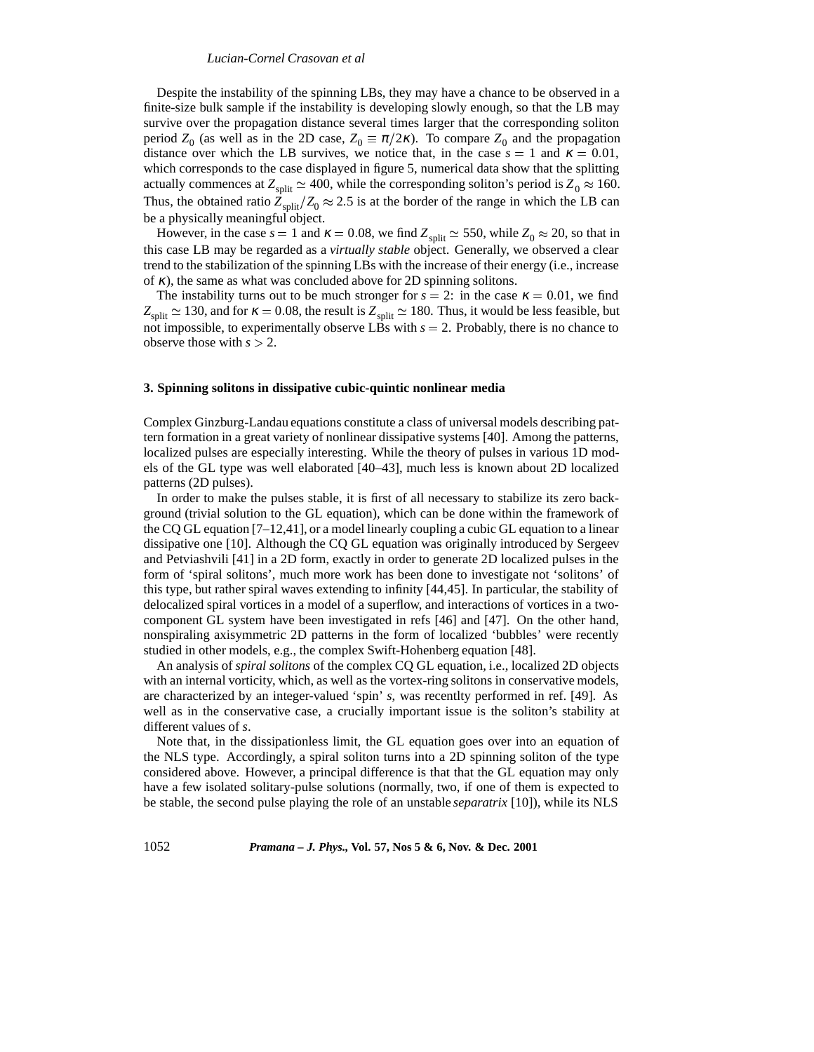Despite the instability of the spinning LBs, they may have a chance to be observed in a finite-size bulk sample if the instability is developing slowly enough, so that the LB may survive over the propagation distance several times larger that the corresponding soliton period $Z_0$ (as well as in the 2D case, $Z_0 \equiv \pi/2\kappa$). To compare $Z_0$ and the propagation distance over which the LB survives, we notice that, in the case $s = 1$ and $\kappa = 0.01$, which corresponds to the case displayed in figure 5, numerical data show that the splitting actually commences at $Z_{\text{split}} \simeq 400$, while the corresponding soliton's period is $Z_0 \approx 160$. Thus, the obtained ratio $Z_{\text{split}}/Z_0 \approx 2.5$ is at the border of the range in which the LB can be a physically meaningful object.

However, in the case $s = 1$ and $\kappa = 0.08$, we find $Z_{\text{split}} \simeq 550$, while $Z_0 \approx 20$, so that in this case LB may be regarded as a *virtually stable* object. Generally, we observed a clear trend to the stabilization of the spinning LBs with the increase of their energy (i.e., increase of $\kappa$), the same as what was concluded above for 2D spinning solitons.

The instability turns out to be much stronger for $s = 2$: in the case $\kappa = 0.01$, we find $Z_{\text{split}} \simeq 130$, and for $\kappa = 0.08$, the result is $Z_{\text{split}} \simeq 180$. Thus, it would be less feasible, but not impossible, to experimentally observe LBs with $s = 2$. Probably, there is no chance to observe those with $s > 2$.

### 3. Spinning solitons in dissipative cubic-quintic nonlinear media

Complex Ginzburg-Landau equations constitute a class of universal models describing pattern formation in a great variety of nonlinear dissipative systems [40]. Among the patterns, localized pulses are especially interesting. While the theory of pulses in various 1D models of the GL type was well elaborated [40–43], much less is known about 2D localized patterns (2D pulses).

In order to make the pulses stable, it is first of all necessary to stabilize its zero background (trivial solution to the GL equation), which can be done within the framework of the CQ GL equation [7–12,41], or a model linearly coupling a cubic GL equation to a linear dissipative one [10]. Although the CQ GL equation was originally introduced by Sergeev and Petviashvili [41] in a 2D form, exactly in order to generate 2D localized pulses in the form of 'spiral solitons', much more work has been done to investigate not 'solitons' of this type, but rather spiral waves extending to infinity [44,45]. In particular, the stability of delocalized spiral vortices in a model of a superflow, and interactions of vortices in a two-component GL system have been investigated in refs [46] and [47]. On the other hand, nonspiraling axisymmetric 2D patterns in the form of localized 'bubbles' were recently studied in other models, e.g., the complex Swift-Hohenberg equation [48].

An analysis of *spiral solitons* of the complex CQ GL equation, i.e., localized 2D objects with an internal vorticity, which, as well as the vortex-ring solitons in conservative models, are characterized by an integer-valued 'spin' $s$, was recentlty performed in ref. [49]. As well as in the conservative case, a crucially important issue is the soliton's stability at different values of $s$.

Note that, in the dissipationless limit, the GL equation goes over into an equation of the NLS type. Accordingly, a spiral soliton turns into a 2D spinning soliton of the type considered above. However, a principal difference is that that the GL equation may only have a few isolated solitary-pulse solutions (normally, two, if one of them is expected to be stable, the second pulse playing the role of an unstable *separatrix* [10]), while its NLS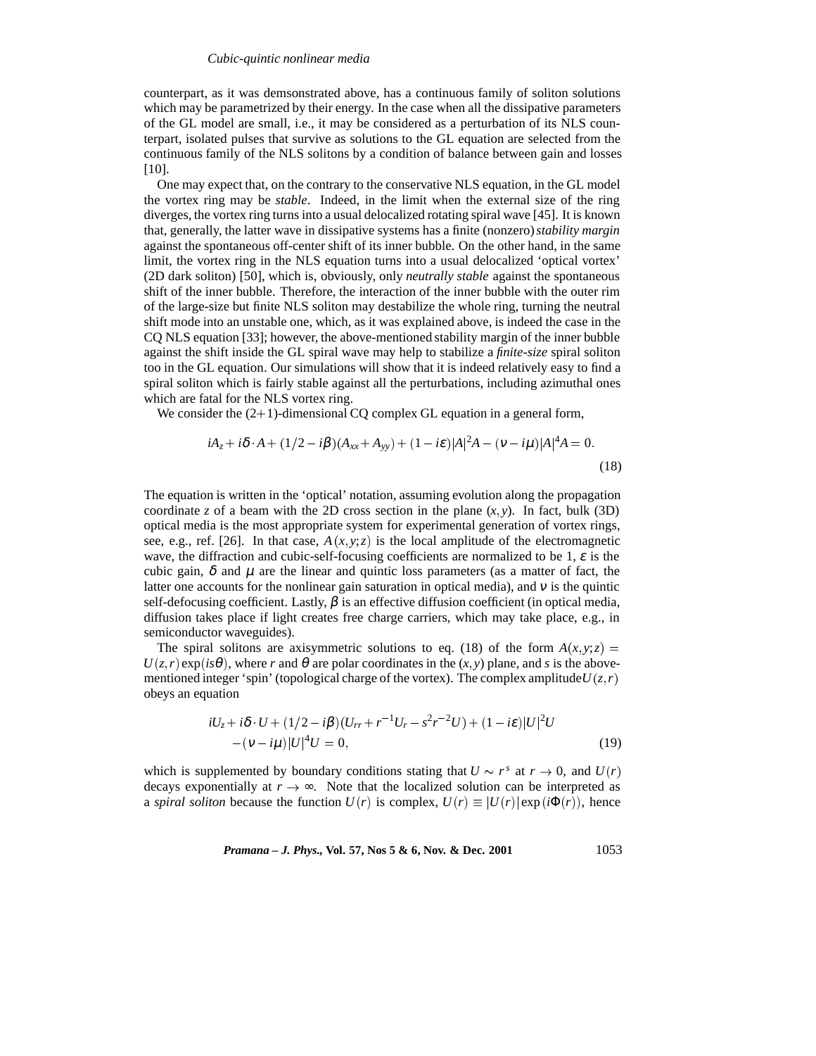counterpart, as it was demsonstrated above, has a continuous family of soliton solutions which may be parametrized by their energy. In the case when all the dissipative parameters of the GL model are small, i.e., it may be considered as a perturbation of its NLS counterpart, isolated pulses that survive as solutions to the GL equation are selected from the continuous family of the NLS solitons by a condition of balance between gain and losses [10].

One may expect that, on the contrary to the conservative NLS equation, in the GL model the vortex ring may be *stable*. Indeed, in the limit when the external size of the ring diverges, the vortex ring turns into a usual delocalized rotating spiral wave [45]. It is known that, generally, the latter wave in dissipative systems has a finite (nonzero) *stability margin* against the spontaneous off-center shift of its inner bubble. On the other hand, in the same limit, the vortex ring in the NLS equation turns into a usual delocalized 'optical vortex' (2D dark soliton) [50], which is, obviously, only *neutrally stable* against the spontaneous shift of the inner bubble. Therefore, the interaction of the inner bubble with the outer rim of the large-size but finite NLS soliton may destabilize the whole ring, turning the neutral shift mode into an unstable one, which, as it was explained above, is indeed the case in the CQ NLS equation [33]; however, the above-mentioned stability margin of the inner bubble against the shift inside the GL spiral wave may help to stabilize a *finite-size* spiral soliton too in the GL equation. Our simulations will show that it is indeed relatively easy to find a spiral soliton which is fairly stable against all the perturbations, including azimuthal ones which are fatal for the NLS vortex ring.

We consider the (2+1)-dimensional CQ complex GL equation in a general form,

$$iA_z + i\delta \cdot A + (1/2 - i\beta)(A_{xx} + A_{yy}) + (1 - i\varepsilon)|A|^2 A - (\nu - i\mu)|A|^4 A = 0. \tag{18}$$

The equation is written in the 'optical' notation, assuming evolution along the propagation coordinate $z$ of a beam with the 2D cross section in the plane $(x, y)$. In fact, bulk (3D) optical media is the most appropriate system for experimental generation of vortex rings, see, e.g., ref. [26]. In that case, $A(x, y; z)$ is the local amplitude of the electromagnetic wave, the diffraction and cubic-self-focusing coefficients are normalized to be 1, $\varepsilon$ is the cubic gain, $\delta$ and $\mu$ are the linear and quintic loss parameters (as a matter of fact, the latter one accounts for the nonlinear gain saturation in optical media), and $\nu$ is the quintic self-defocusing coefficient. Lastly, $\beta$ is an effective diffusion coefficient (in optical media, diffusion takes place if light creates free charge carriers, which may take place, e.g., in semiconductor waveguides).

The spiral solitons are axisymmetric solutions to eq. (18) of the form $A(x, y; z) = U(z, r)\exp(is\theta)$, where $r$ and $\theta$ are polar coordinates in the $(x, y)$ plane, and $s$ is the above-mentioned integer 'spin' (topological charge of the vortex). The complex amplitude $U(z, r)$ obeys an equation

$$iU_z + i\delta \cdot U + (1/2 - i\beta)(U_{rr} + r^{-1}U_r - s^2 r^{-2} U) + (1 - i\varepsilon)|U|^2 U - (\nu - i\mu)|U|^4 U = 0, \tag{19}$$

which is supplemented by boundary conditions stating that $U \sim r^s$ at $r \to 0$, and $U(r)$ decays exponentially at $r \to \infty$. Note that the localized solution can be interpreted as a *spiral soliton* because the function $U(r)$ is complex, $U(r) \equiv |U(r)|\exp(i\Phi(r))$, hence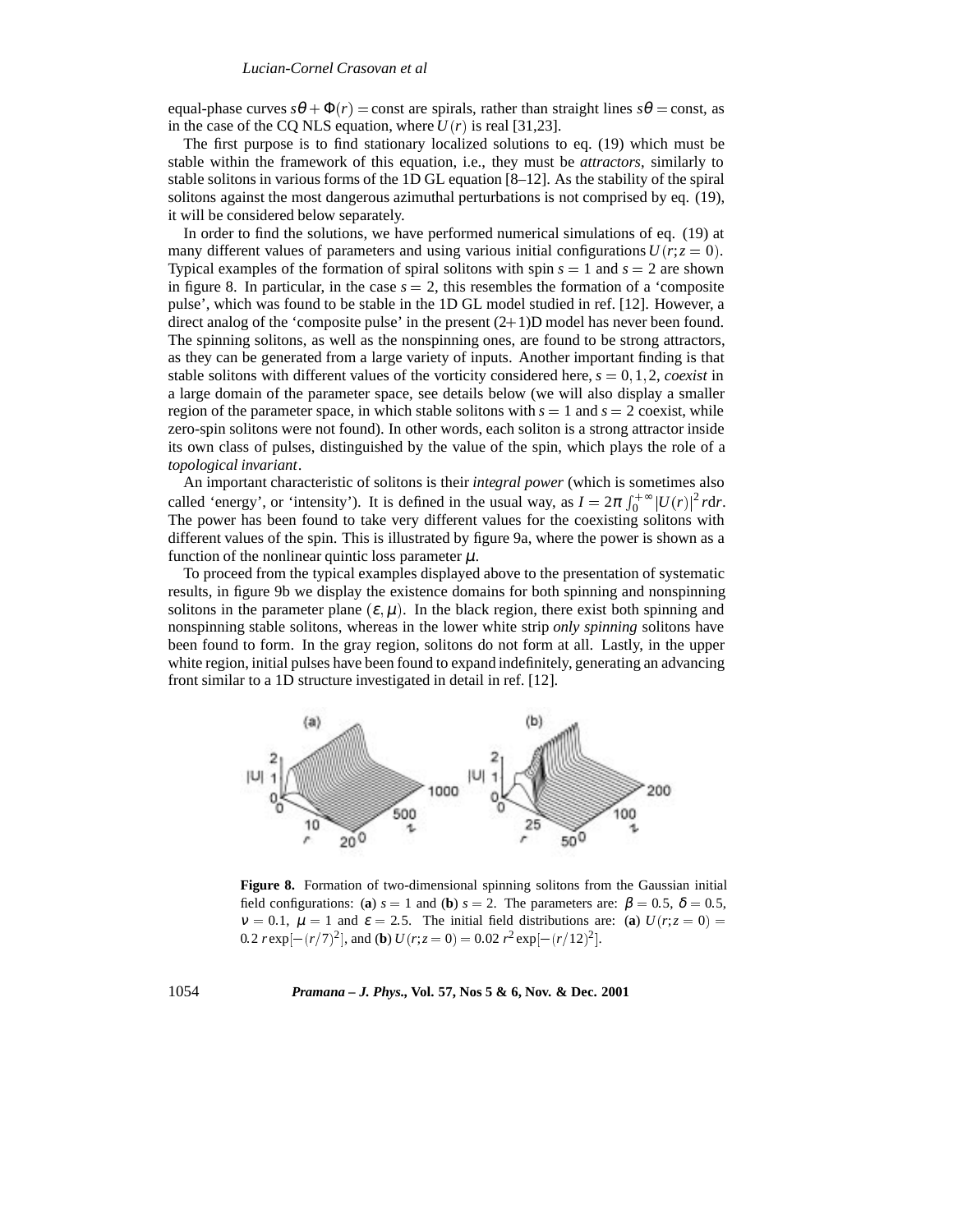equal-phase curves $s\theta + \Phi(r) = \text{const}$ are spirals, rather than straight lines $s\theta = \text{const}$, as in the case of the CQ NLS equation, where $U(r)$ is real [31,23].

The first purpose is to find stationary localized solutions to eq. (19) which must be stable within the framework of this equation, i.e., they must be *attractors*, similarly to stable solitons in various forms of the 1D GL equation [8–12]. As the stability of the spiral solitons against the most dangerous azimuthal perturbations is not comprised by eq. (19), it will be considered below separately.

In order to find the solutions, we have performed numerical simulations of eq. (19) at many different values of parameters and using various initial configurations $U(r; z = 0)$. Typical examples of the formation of spiral solitons with spin $s = 1$ and $s = 2$ are shown in figure 8. In particular, in the case $s = 2$, this resembles the formation of a 'composite pulse', which was found to be stable in the 1D GL model studied in ref. [12]. However, a direct analog of the 'composite pulse' in the present (2+1)D model has never been found. The spinning solitons, as well as the nonspinning ones, are found to be strong attractors, as they can be generated from a large variety of inputs. Another important finding is that stable solitons with different values of the vorticity considered here, $s = 0, 1, 2$, *coexist* in a large domain of the parameter space, see details below (we will also display a smaller region of the parameter space, in which stable solitons with $s = 1$ and $s = 2$ coexist, while zero-spin solitons were not found). In other words, each soliton is a strong attractor inside its own class of pulses, distinguished by the value of the spin, which plays the role of a *topological invariant*.

An important characteristic of solitons is their *integral power* (which is sometimes also called 'energy', or 'intensity'). It is defined in the usual way, as $I = 2\pi \int_0^{+\infty} |U(r)|^2 r\,\mathrm{d}r$. The power has been found to take very different values for the coexisting solitons with different values of the spin. This is illustrated by figure 9a, where the power is shown as a function of the nonlinear quintic loss parameter $\mu$.

To proceed from the typical examples displayed above to the presentation of systematic results, in figure 9b we display the existence domains for both spinning and nonspinning solitons in the parameter plane $(\varepsilon, \mu)$. In the black region, there exist both spinning and nonspinning stable solitons, whereas in the lower white strip *only spinning* solitons have been found to form. In the gray region, solitons do not form at all. Lastly, in the upper white region, initial pulses have been found to expand indefinitely, generating an advancing front similar to a 1D structure investigated in detail in ref. [12].

**Figure 8.** Formation of two-dimensional spinning solitons from the Gaussian initial field configurations: (**a**) $s = 1$ and (**b**) $s = 2$. The parameters are: $\beta = 0.5$, $\delta = 0.5$, $\nu = 0.1$, $\mu = 1$ and $\varepsilon = 2.5$. The initial field distributions are: (**a**) $U(r; z = 0) = 0.2\, r \exp[-(r/7)^2]$, and (**b**) $U(r; z = 0) = 0.02\, r^2 \exp[-(r/12)^2]$.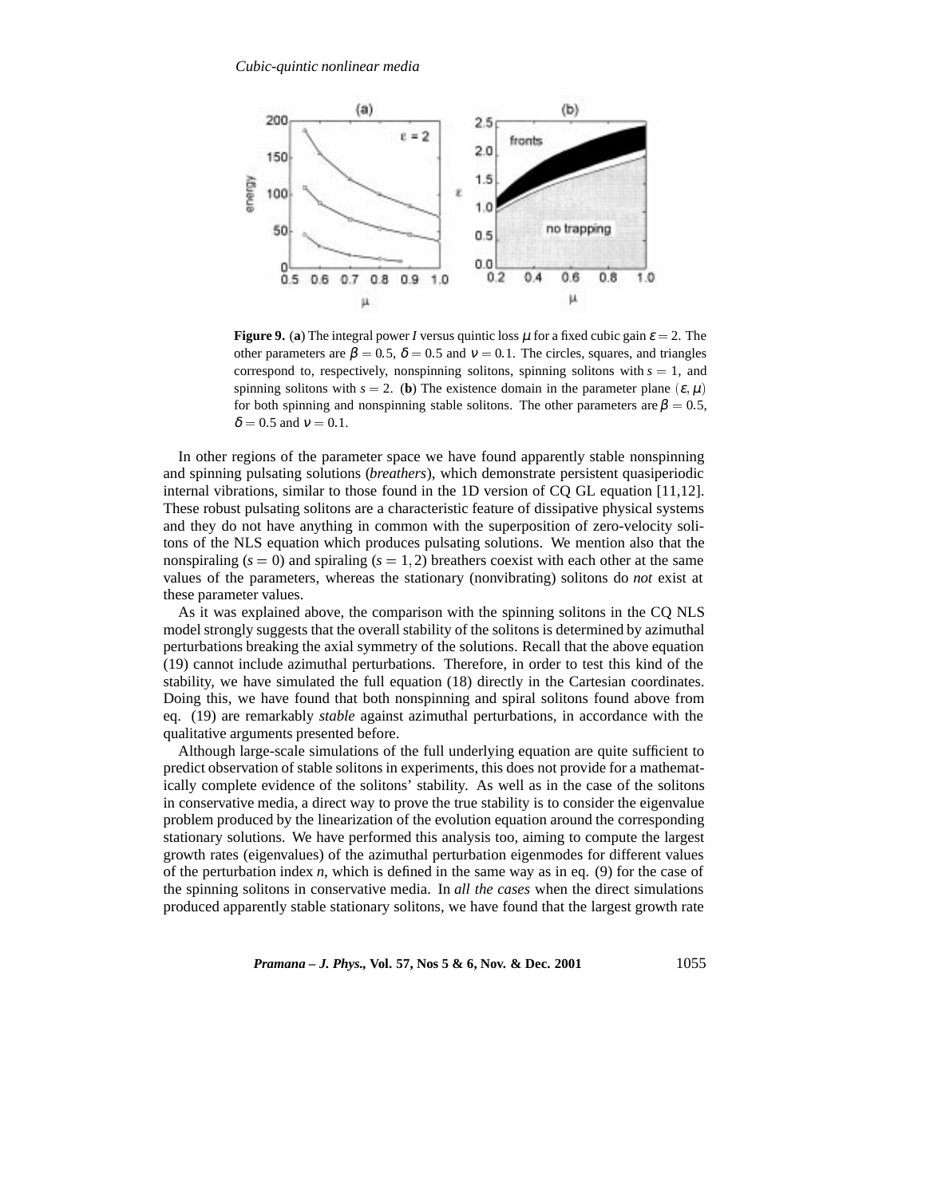**Figure 9.** (**a**) The integral power $I$ versus quintic loss $\mu$ for a fixed cubic gain $\varepsilon = 2$. The other parameters are $\beta = 0.5$, $\delta = 0.5$ and $\nu = 0.1$. The circles, squares, and triangles correspond to, respectively, nonspinning solitons, spinning solitons with $s = 1$, and spinning solitons with $s = 2$. (**b**) The existence domain in the parameter plane $(\varepsilon, \mu)$ for both spinning and nonspinning stable solitons. The other parameters are $\beta = 0.5$, $\delta = 0.5$ and $\nu = 0.1$.

In other regions of the parameter space we have found apparently stable nonspinning and spinning pulsating solutions (*breathers*), which demonstrate persistent quasiperiodic internal vibrations, similar to those found in the 1D version of CQ GL equation [11,12]. These robust pulsating solitons are a characteristic feature of dissipative physical systems and they do not have anything in common with the superposition of zero-velocity solitons of the NLS equation which produces pulsating solutions. We mention also that the nonspiraling ($s = 0$) and spiraling ($s = 1, 2$) breathers coexist with each other at the same values of the parameters, whereas the stationary (nonvibrating) solitons do *not* exist at these parameter values.

As it was explained above, the comparison with the spinning solitons in the CQ NLS model strongly suggests that the overall stability of the solitons is determined by azimuthal perturbations breaking the axial symmetry of the solutions. Recall that the above equation (19) cannot include azimuthal perturbations. Therefore, in order to test this kind of the stability, we have simulated the full equation (18) directly in the Cartesian coordinates. Doing this, we have found that both nonspinning and spiral solitons found above from eq. (19) are remarkably *stable* against azimuthal perturbations, in accordance with the qualitative arguments presented before.

Although large-scale simulations of the full underlying equation are quite sufficient to predict observation of stable solitons in experiments, this does not provide for a mathematically complete evidence of the solitons' stability. As well as in the case of the solitons in conservative media, a direct way to prove the true stability is to consider the eigenvalue problem produced by the linearization of the evolution equation around the corresponding stationary solutions. We have performed this analysis too, aiming to compute the largest growth rates (eigenvalues) of the azimuthal perturbation eigenmodes for different values of the perturbation index $n$, which is defined in the same way as in eq. (9) for the case of the spinning solitons in conservative media. In *all the cases* when the direct simulations produced apparently stable stationary solitons, we have found that the largest growth rate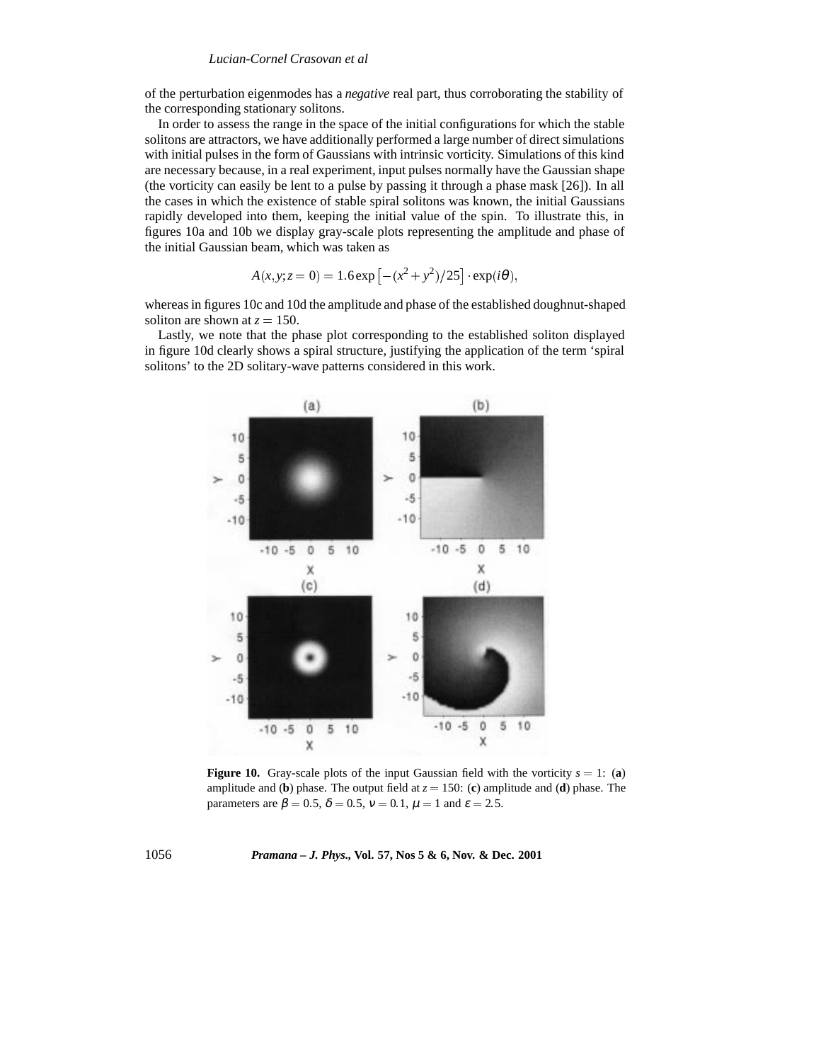of the perturbation eigenmodes has a *negative* real part, thus corroborating the stability of the corresponding stationary solitons.

In order to assess the range in the space of the initial configurations for which the stable solitons are attractors, we have additionally performed a large number of direct simulations with initial pulses in the form of Gaussians with intrinsic vorticity. Simulations of this kind are necessary because, in a real experiment, input pulses normally have the Gaussian shape (the vorticity can easily be lent to a pulse by passing it through a phase mask [26]). In all the cases in which the existence of stable spiral solitons was known, the initial Gaussians rapidly developed into them, keeping the initial value of the spin. To illustrate this, in figures 10a and 10b we display gray-scale plots representing the amplitude and phase of the initial Gaussian beam, which was taken as

$$A(x,y;z=0) = 1.6\exp\left[-(x^2+y^2)/25\right]\cdot\exp(i\theta),$$

whereas in figures 10c and 10d the amplitude and phase of the established doughnut-shaped soliton are shown at $z = 150$.

Lastly, we note that the phase plot corresponding to the established soliton displayed in figure 10d clearly shows a spiral structure, justifying the application of the term 'spiral solitons' to the 2D solitary-wave patterns considered in this work.

**Figure 10.** Gray-scale plots of the input Gaussian field with the vorticity $s = 1$: (**a**) amplitude and (**b**) phase. The output field at $z = 150$: (**c**) amplitude and (**d**) phase. The parameters are $\beta = 0.5$, $\delta = 0.5$, $\nu = 0.1$, $\mu = 1$ and $\varepsilon = 2.5$.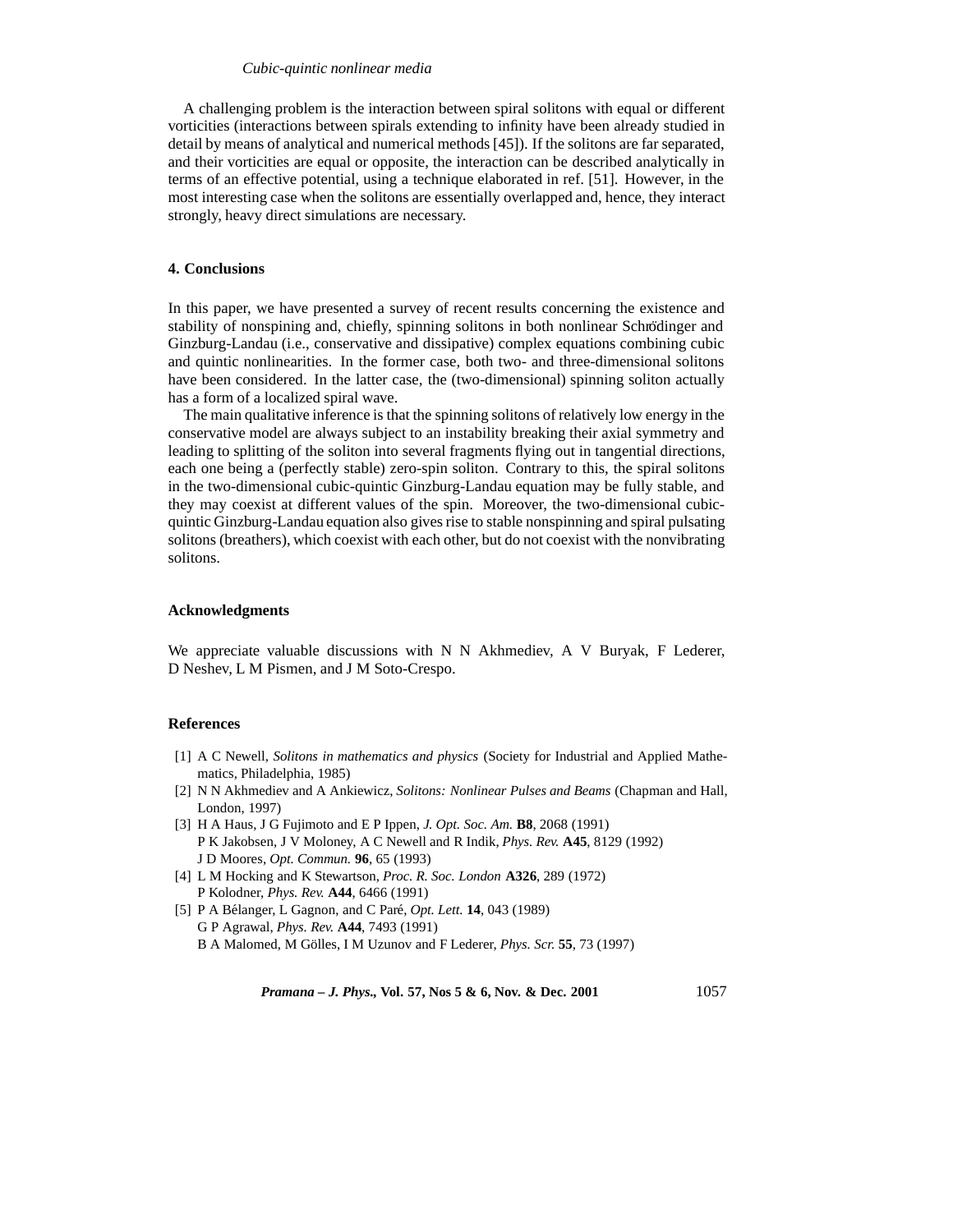A challenging problem is the interaction between spiral solitons with equal or different vorticities (interactions between spirals extending to infinity have been already studied in detail by means of analytical and numerical methods [45]). If the solitons are far separated, and their vorticities are equal or opposite, the interaction can be described analytically in terms of an effective potential, using a technique elaborated in ref. [51]. However, in the most interesting case when the solitons are essentially overlapped and, hence, they interact strongly, heavy direct simulations are necessary.

## 4. Conclusions

In this paper, we have presented a survey of recent results concerning the existence and stability of nonspining and, chiefly, spinning solitons in both nonlinear Schrödinger and Ginzburg-Landau (i.e., conservative and dissipative) complex equations combining cubic and quintic nonlinearities. In the former case, both two- and three-dimensional solitons have been considered. In the latter case, the (two-dimensional) spinning soliton actually has a form of a localized spiral wave.

The main qualitative inference is that the spinning solitons of relatively low energy in the conservative model are always subject to an instability breaking their axial symmetry and leading to splitting of the soliton into several fragments flying out in tangential directions, each one being a (perfectly stable) zero-spin soliton. Contrary to this, the spiral solitons in the two-dimensional cubic-quintic Ginzburg-Landau equation may be fully stable, and they may coexist at different values of the spin. Moreover, the two-dimensional cubic-quintic Ginzburg-Landau equation also gives rise to stable nonspinning and spiral pulsating solitons (breathers), which coexist with each other, but do not coexist with the nonvibrating solitons.

## Acknowledgments

We appreciate valuable discussions with N N Akhmediev, A V Buryak, F Lederer, D Neshev, L M Pismen, and J M Soto-Crespo.

## References

[1] A C Newell, *Solitons in mathematics and physics* (Society for Industrial and Applied Mathematics, Philadelphia, 1985)

[2] N N Akhmediev and A Ankiewicz, *Solitons: Nonlinear Pulses and Beams* (Chapman and Hall, London, 1997)

[3] H A Haus, J G Fujimoto and E P Ippen, *J. Opt. Soc. Am.* **B8**, 2068 (1991)
P K Jakobsen, J V Moloney, A C Newell and R Indik, *Phys. Rev.* **A45**, 8129 (1992)
J D Moores, *Opt. Commun.* **96**, 65 (1993)

[4] L M Hocking and K Stewartson, *Proc. R. Soc. London* **A326**, 289 (1972)
P Kolodner, *Phys. Rev.* **A44**, 6466 (1991)

[5] P A Bélanger, L Gagnon, and C Paré, *Opt. Lett.* **14**, 043 (1989)
G P Agrawal, *Phys. Rev.* **A44**, 7493 (1991)
B A Malomed, M Gölles, I M Uzunov and F Lederer, *Phys. Scr.* **55**, 73 (1997)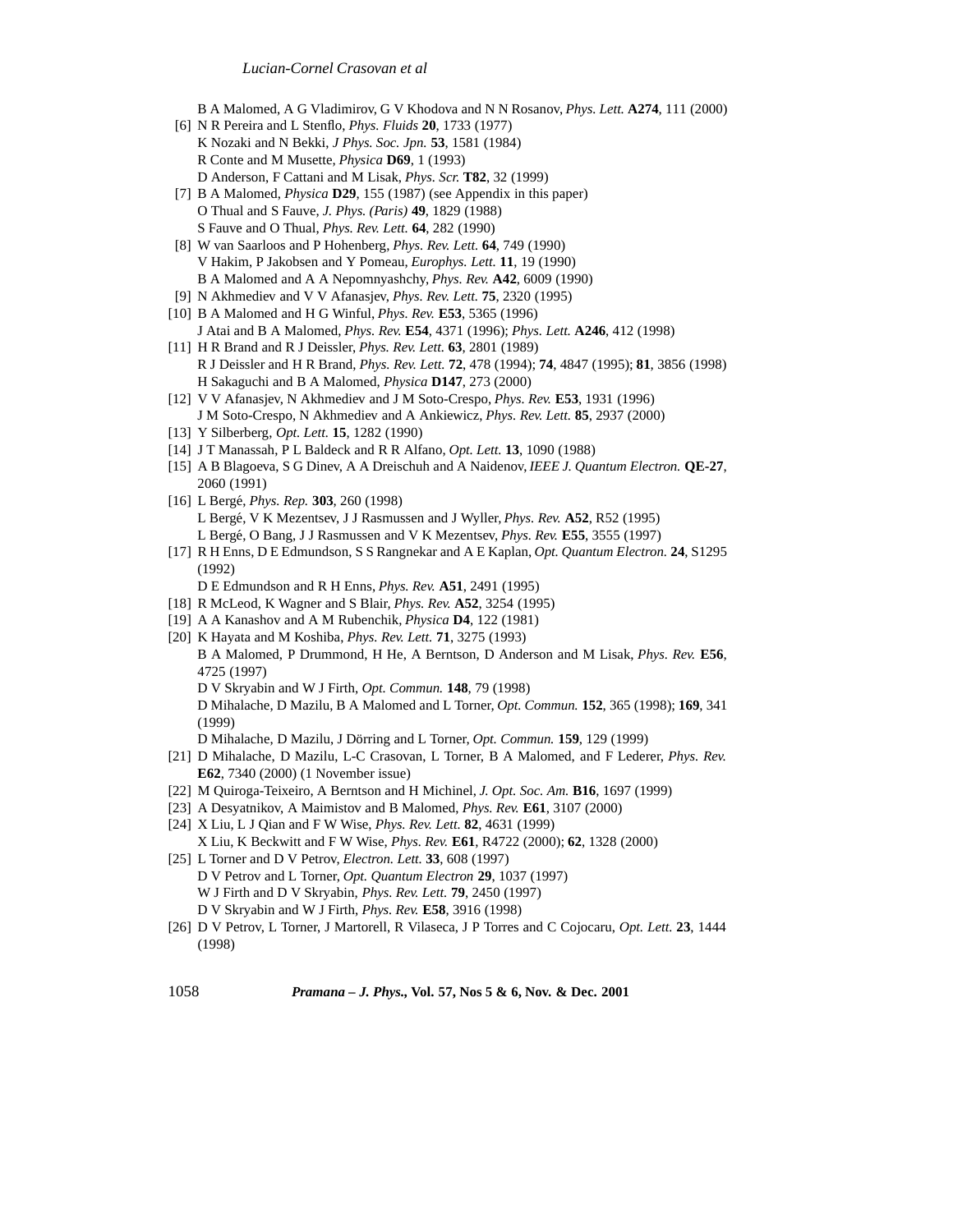B A Malomed, A G Vladimirov, G V Khodova and N N Rosanov, *Phys. Lett.* **A274**, 111 (2000)

[6] N R Pereira and L Stenflo, *Phys. Fluids* **20**, 1733 (1977)
K Nozaki and N Bekki, *J Phys. Soc. Jpn.* **53**, 1581 (1984)
R Conte and M Musette, *Physica* **D69**, 1 (1993)
D Anderson, F Cattani and M Lisak, *Phys. Scr.* **T82**, 32 (1999)

[7] B A Malomed, *Physica* **D29**, 155 (1987) (see Appendix in this paper)
O Thual and S Fauve, *J. Phys. (Paris)* **49**, 1829 (1988)
S Fauve and O Thual, *Phys. Rev. Lett.* **64**, 282 (1990)

[8] W van Saarloos and P Hohenberg, *Phys. Rev. Lett.* **64**, 749 (1990)
V Hakim, P Jakobsen and Y Pomeau, *Europhys. Lett.* **11**, 19 (1990)
B A Malomed and A A Nepomnyashchy, *Phys. Rev.* **A42**, 6009 (1990)

[9] N Akhmediev and V V Afanasjev, *Phys. Rev. Lett.* **75**, 2320 (1995)

[10] B A Malomed and H G Winful, *Phys. Rev.* **E53**, 5365 (1996)
J Atai and B A Malomed, *Phys. Rev.* **E54**, 4371 (1996); *Phys. Lett.* **A246**, 412 (1998)

[11] H R Brand and R J Deissler, *Phys. Rev. Lett.* **63**, 2801 (1989)
R J Deissler and H R Brand, *Phys. Rev. Lett.* **72**, 478 (1994); **74**, 4847 (1995); **81**, 3856 (1998)
H Sakaguchi and B A Malomed, *Physica* **D147**, 273 (2000)

[12] V V Afanasjev, N Akhmediev and J M Soto-Crespo, *Phys. Rev.* **E53**, 1931 (1996)
J M Soto-Crespo, N Akhmediev and A Ankiewicz, *Phys. Rev. Lett.* **85**, 2937 (2000)

[13] Y Silberberg, *Opt. Lett.* **15**, 1282 (1990)

[14] J T Manassah, P L Baldeck and R R Alfano, *Opt. Lett.* **13**, 1090 (1988)

[15] A B Blagoeva, S G Dinev, A A Dreischuh and A Naidenov, *IEEE J. Quantum Electron.* **QE-27**, 2060 (1991)

[16] L Bergé, *Phys. Rep.* **303**, 260 (1998)
L Bergé, V K Mezentsev, J J Rasmussen and J Wyller, *Phys. Rev.* **A52**, R52 (1995)
L Bergé, O Bang, J J Rasmussen and V K Mezentsev, *Phys. Rev.* **E55**, 3555 (1997)

[17] R H Enns, D E Edmundson, S S Rangnekar and A E Kaplan, *Opt. Quantum Electron.* **24**, S1295 (1992)
D E Edmundson and R H Enns, *Phys. Rev.* **A51**, 2491 (1995)

[18] R McLeod, K Wagner and S Blair, *Phys. Rev.* **A52**, 3254 (1995)

[19] A A Kanashov and A M Rubenchik, *Physica* **D4**, 122 (1981)

[20] K Hayata and M Koshiba, *Phys. Rev. Lett.* **71**, 3275 (1993)
B A Malomed, P Drummond, H He, A Berntson, D Anderson and M Lisak, *Phys. Rev.* **E56**, 4725 (1997)
D V Skryabin and W J Firth, *Opt. Commun.* **148**, 79 (1998)
D Mihalache, D Mazilu, B A Malomed and L Torner, *Opt. Commun.* **152**, 365 (1998); **169**, 341 (1999)
D Mihalache, D Mazilu, J Dörring and L Torner, *Opt. Commun.* **159**, 129 (1999)

[21] D Mihalache, D Mazilu, L-C Crasovan, L Torner, B A Malomed, and F Lederer, *Phys. Rev.* **E62**, 7340 (2000) (1 November issue)

[22] M Quiroga-Teixeiro, A Berntson and H Michinel, *J. Opt. Soc. Am.* **B16**, 1697 (1999)

[23] A Desyatnikov, A Maimistov and B Malomed, *Phys. Rev.* **E61**, 3107 (2000)

[24] X Liu, L J Qian and F W Wise, *Phys. Rev. Lett.* **82**, 4631 (1999)
X Liu, K Beckwitt and F W Wise, *Phys. Rev.* **E61**, R4722 (2000); **62**, 1328 (2000)

[25] L Torner and D V Petrov, *Electron. Lett.* **33**, 608 (1997)
D V Petrov and L Torner, *Opt. Quantum Electron* **29**, 1037 (1997)
W J Firth and D V Skryabin, *Phys. Rev. Lett.* **79**, 2450 (1997)
D V Skryabin and W J Firth, *Phys. Rev.* **E58**, 3916 (1998)

[26] D V Petrov, L Torner, J Martorell, R Vilaseca, J P Torres and C Cojocaru, *Opt. Lett.* **23**, 1444 (1998)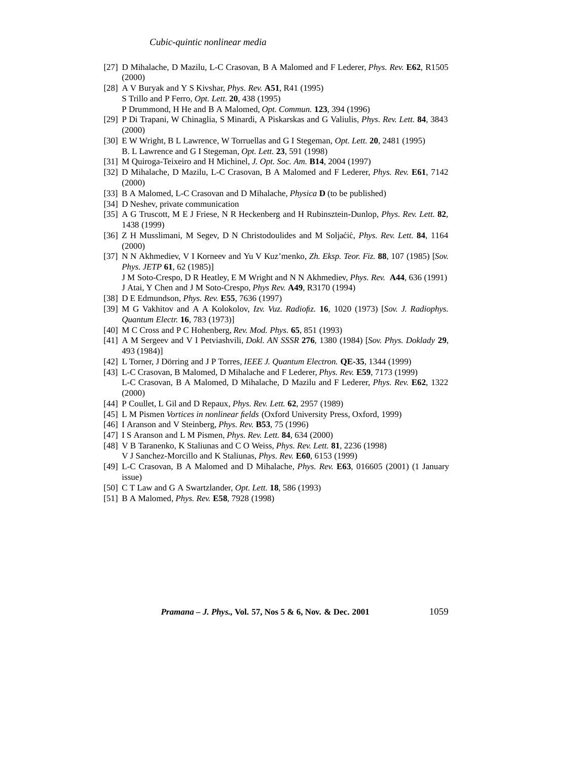[27] D Mihalache, D Mazilu, L-C Crasovan, B A Malomed and F Lederer, *Phys. Rev.* **E62**, R1505 (2000)

[28] A V Buryak and Y S Kivshar, *Phys. Rev.* **A51**, R41 (1995)
S Trillo and P Ferro, *Opt. Lett.* **20**, 438 (1995)
P Drummond, H He and B A Malomed, *Opt. Commun.* **123**, 394 (1996)

[29] P Di Trapani, W Chinaglia, S Minardi, A Piskarskas and G Valiulis, *Phys. Rev. Lett.* **84**, 3843 (2000)

[30] E W Wright, B L Lawrence, W Torruellas and G I Stegeman, *Opt. Lett.* **20**, 2481 (1995)
B. L Lawrence and G I Stegeman, *Opt. Lett.* **23**, 591 (1998)

[31] M Quiroga-Teixeiro and H Michinel, *J. Opt. Soc. Am.* **B14**, 2004 (1997)

[32] D Mihalache, D Mazilu, L-C Crasovan, B A Malomed and F Lederer, *Phys. Rev.* **E61**, 7142 (2000)

[33] B A Malomed, L-C Crasovan and D Mihalache, *Physica* **D** (to be published)

[34] D Neshev, private communication

[35] A G Truscott, M E J Friese, N R Heckenberg and H Rubinsztein-Dunlop, *Phys. Rev. Lett.* **82**, 1438 (1999)

[36] Z H Musslimani, M Segev, D N Christodoulides and M Soljaćić, *Phys. Rev. Lett.* **84**, 1164 (2000)

[37] N N Akhmediev, V I Korneev and Yu V Kuz'menko, *Zh. Eksp. Teor. Fiz.* **88**, 107 (1985) [*Sov. Phys. JETP* **61**, 62 (1985)]
J M Soto-Crespo, D R Heatley, E M Wright and N N Akhmediev, *Phys. Rev.* **A44**, 636 (1991)
J Atai, Y Chen and J M Soto-Crespo, *Phys Rev.* **A49**, R3170 (1994)

[38] D E Edmundson, *Phys. Rev.* **E55**, 7636 (1997)

[39] M G Vakhitov and A A Kolokolov, *Izv. Vuz. Radiofiz.* **16**, 1020 (1973) [*Sov. J. Radiophys. Quantum Electr.* **16**, 783 (1973)]

[40] M C Cross and P C Hohenberg, *Rev. Mod. Phys.* **65**, 851 (1993)

[41] A M Sergeev and V I Petviashvili, *Dokl. AN SSSR* **276**, 1380 (1984) [*Sov. Phys. Doklady* **29**, 493 (1984)]

[42] L Torner, J Dörring and J P Torres, *IEEE J. Quantum Electron.* **QE-35**, 1344 (1999)

[43] L-C Crasovan, B Malomed, D Mihalache and F Lederer, *Phys. Rev.* **E59**, 7173 (1999)
L-C Crasovan, B A Malomed, D Mihalache, D Mazilu and F Lederer, *Phys. Rev.* **E62**, 1322 (2000)

[44] P Coullet, L Gil and D Repaux, *Phys. Rev. Lett.* **62**, 2957 (1989)

[45] L M Pismen *Vortices in nonlinear fields* (Oxford University Press, Oxford, 1999)

[46] I Aranson and V Steinberg, *Phys. Rev.* **B53**, 75 (1996)

[47] I S Aranson and L M Pismen, *Phys. Rev. Lett.* **84**, 634 (2000)

[48] V B Taranenko, K Staliunas and C O Weiss, *Phys. Rev. Lett.* **81**, 2236 (1998)
V J Sanchez-Morcillo and K Staliunas, *Phys. Rev.* **E60**, 6153 (1999)

[49] L-C Crasovan, B A Malomed and D Mihalache, *Phys. Rev.* **E63**, 016605 (2001) (1 January issue)

[50] C T Law and G A Swartzlander, *Opt. Lett.* **18**, 586 (1993)

[51] B A Malomed, *Phys. Rev.* **E58**, 7928 (1998)